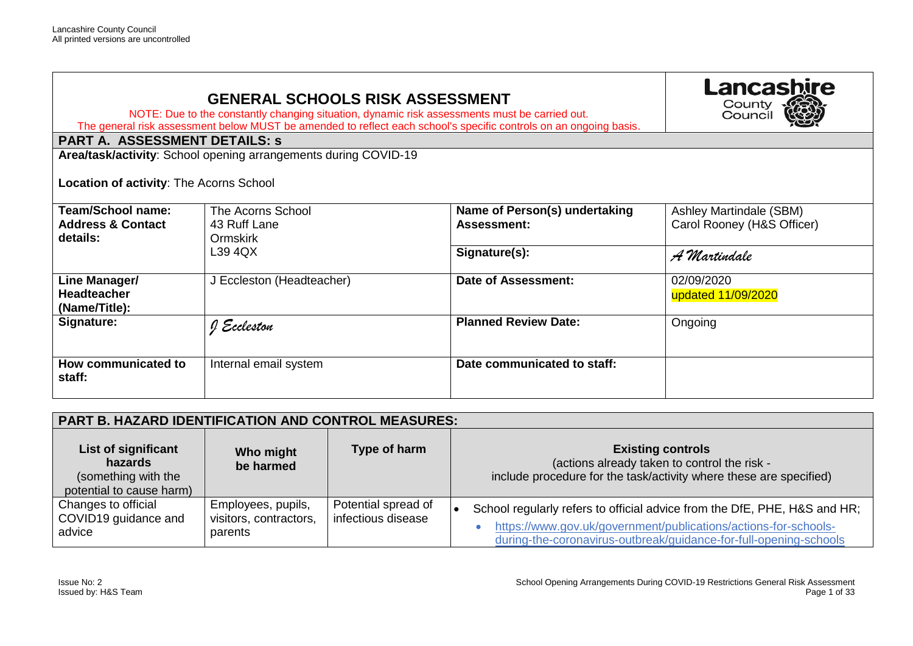# GENERAL SCHOOLS RISK ASSESSMENT

NOTE: Due to the constantly changing situation, dynamic risk assessments must be carried out.
The general risk assessment below MUST be amended to reflect each school's specific controls on an ongoing basis.

## PART A. ASSESSMENT DETAILS: s

**Area/task/activity**: School opening arrangements during COVID-19

**Location of activity**: The Acorns School

| | | | |
|---|---|---|---|
| **Team/School name: Address & Contact details:** | The Acorns School<br>43 Ruff Lane<br>Ormskirk<br>L39 4QX | **Name of Person(s) undertaking Assessment:** | Ashley Martindale (SBM)<br>Carol Rooney (H&S Officer) |
| | | **Signature(s):** | A Martindale |
| **Line Manager/ Headteacher (Name/Title):** | J Eccleston (Headteacher) | **Date of Assessment:** | 02/09/2020<br>updated 11/09/2020 |
| **Signature:** | J Eccleston | **Planned Review Date:** | Ongoing |
| **How communicated to staff:** | Internal email system | **Date communicated to staff:** | |

## PART B. HAZARD IDENTIFICATION AND CONTROL MEASURES:

| List of significant hazards (something with the potential to cause harm) | Who might be harmed | Type of harm | Existing controls (actions already taken to control the risk - include procedure for the task/activity where these are specified) |
|---|---|---|---|
| Changes to official COVID19 guidance and advice | Employees, pupils, visitors, contractors, parents | Potential spread of infectious disease | • School regularly refers to official advice from the DfE, PHE, H&S and HR;<br>• https://www.gov.uk/government/publications/actions-for-schools-during-the-coronavirus-outbreak/guidance-for-full-opening-schools |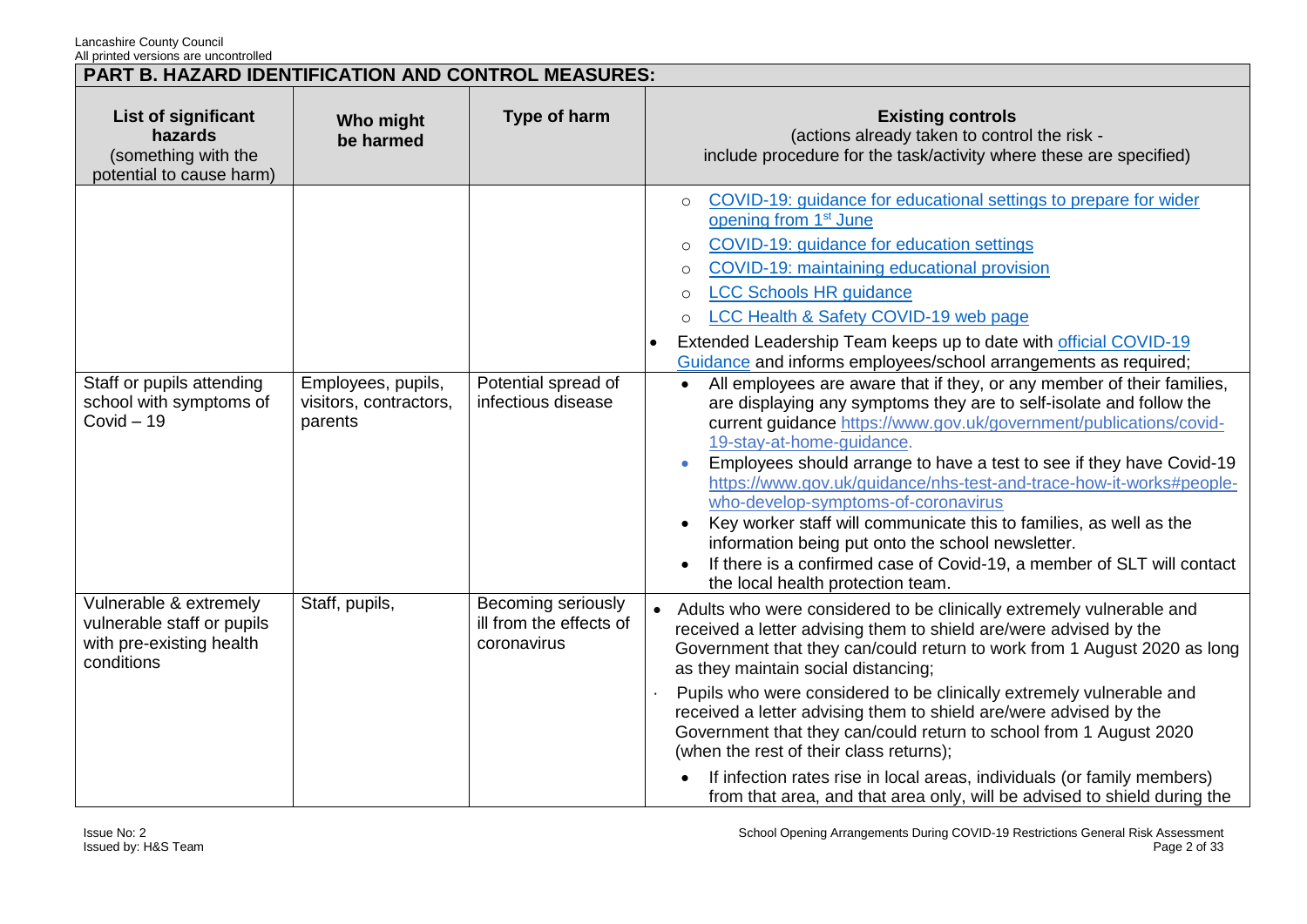## PART B. HAZARD IDENTIFICATION AND CONTROL MEASURES:

| List of significant hazards (something with the potential to cause harm) | Who might be harmed | Type of harm | Existing controls (actions already taken to control the risk - include procedure for the task/activity where these are specified) |
|---|---|---|---|
| | | | ○ COVID-19: guidance for educational settings to prepare for wider opening from 1st June<br>○ COVID-19: guidance for education settings<br>○ COVID-19: maintaining educational provision<br>○ LCC Schools HR guidance<br>○ LCC Health & Safety COVID-19 web page<br>• Extended Leadership Team keeps up to date with official COVID-19 Guidance and informs employees/school arrangements as required; |
| Staff or pupils attending school with symptoms of Covid – 19 | Employees, pupils, visitors, contractors, parents | Potential spread of infectious disease | • All employees are aware that if they, or any member of their families, are displaying any symptoms they are to self-isolate and follow the current guidance https://www.gov.uk/government/publications/covid-19-stay-at-home-guidance.<br>• Employees should arrange to have a test to see if they have Covid-19 https://www.gov.uk/guidance/nhs-test-and-trace-how-it-works#people-who-develop-symptoms-of-coronavirus<br>• Key worker staff will communicate this to families, as well as the information being put onto the school newsletter.<br>• If there is a confirmed case of Covid-19, a member of SLT will contact the local health protection team. |
| Vulnerable & extremely vulnerable staff or pupils with pre-existing health conditions | Staff, pupils, | Becoming seriously ill from the effects of coronavirus | • Adults who were considered to be clinically extremely vulnerable and received a letter advising them to shield are/were advised by the Government that they can/could return to work from 1 August 2020 as long as they maintain social distancing;<br>· Pupils who were considered to be clinically extremely vulnerable and received a letter advising them to shield are/were advised by the Government that they can/could return to school from 1 August 2020 (when the rest of their class returns);<br>• If infection rates rise in local areas, individuals (or family members) from that area, and that area only, will be advised to shield during the |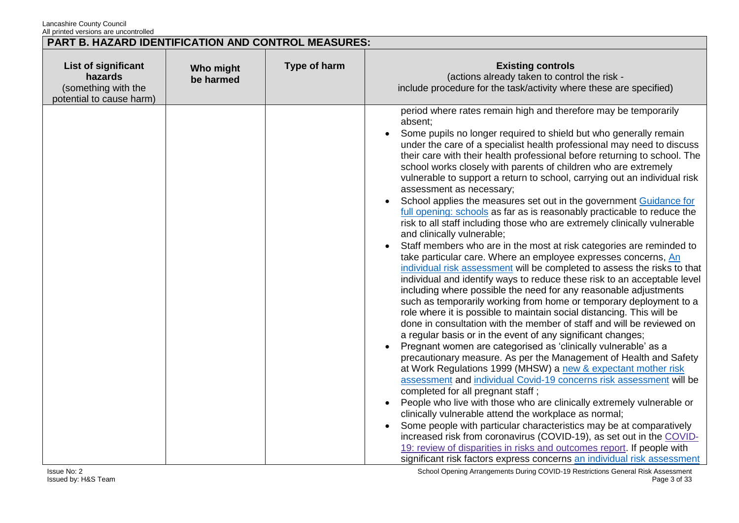## PART B. HAZARD IDENTIFICATION AND CONTROL MEASURES:

| List of significant hazards (something with the potential to cause harm) | Who might be harmed | Type of harm | Existing controls (actions already taken to control the risk - include procedure for the task/activity where these are specified) |
|---|---|---|---|
| | | | period where rates remain high and therefore may be temporarily absent;<br>• Some pupils no longer required to shield but who generally remain under the care of a specialist health professional may need to discuss their care with their health professional before returning to school. The school works closely with parents of children who are extremely vulnerable to support a return to school, carrying out an individual risk assessment as necessary;<br>• School applies the measures set out in the government Guidance for full opening: schools as far as is reasonably practicable to reduce the risk to all staff including those who are extremely clinically vulnerable and clinically vulnerable;<br>• Staff members who are in the most at risk categories are reminded to take particular care. Where an employee expresses concerns, An individual risk assessment will be completed to assess the risks to that individual and identify ways to reduce these risk to an acceptable level including where possible the need for any reasonable adjustments such as temporarily working from home or temporary deployment to a role where it is possible to maintain social distancing. This will be done in consultation with the member of staff and will be reviewed on a regular basis or in the event of any significant changes;<br>• Pregnant women are categorised as 'clinically vulnerable' as a precautionary measure. As per the Management of Health and Safety at Work Regulations 1999 (MHSW) a new & expectant mother risk assessment and individual Covid-19 concerns risk assessment will be completed for all pregnant staff ;<br>• People who live with those who are clinically extremely vulnerable or clinically vulnerable attend the workplace as normal;<br>• Some people with particular characteristics may be at comparatively increased risk from coronavirus (COVID-19), as set out in the COVID-19: review of disparities in risks and outcomes report. If people with significant risk factors express concerns an individual risk assessment |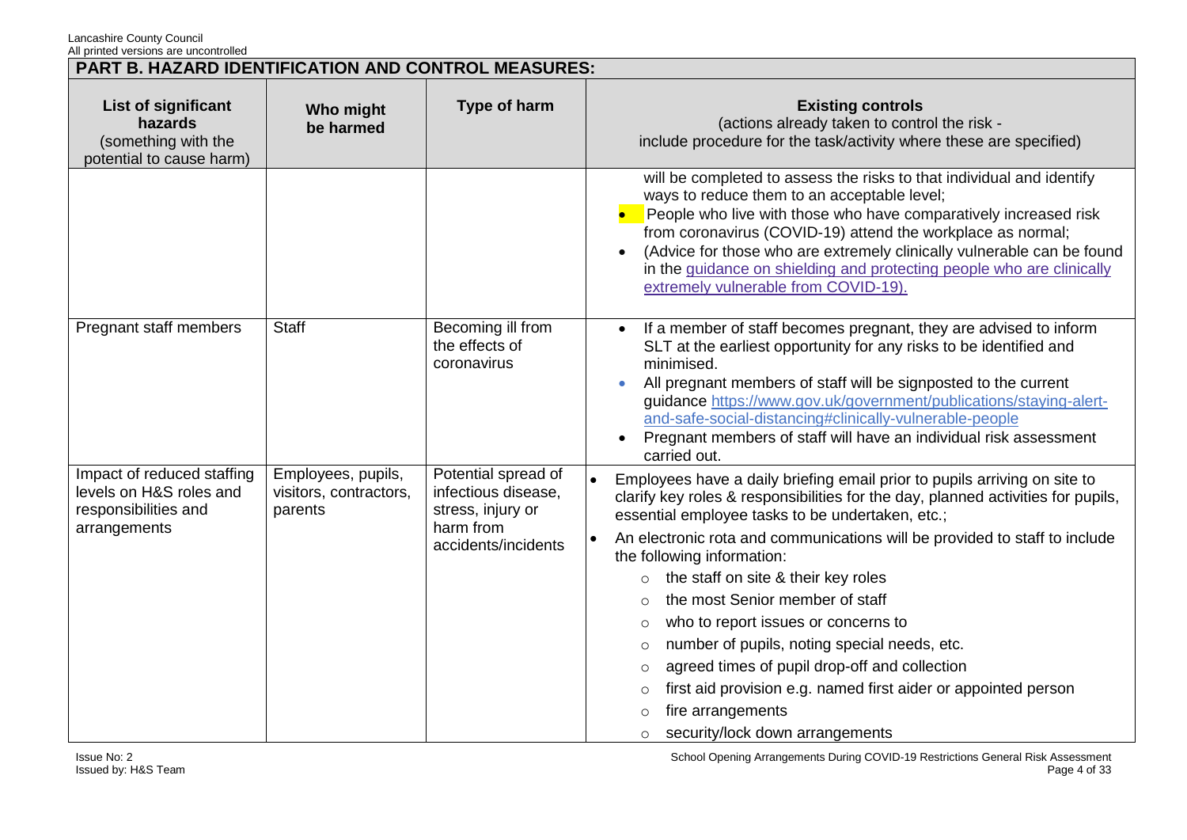## PART B. HAZARD IDENTIFICATION AND CONTROL MEASURES:

| List of significant hazards (something with the potential to cause harm) | Who might be harmed | Type of harm | Existing controls (actions already taken to control the risk - include procedure for the task/activity where these are specified) |
| --- | --- | --- | --- |
| | | | will be completed to assess the risks to that individual and identify ways to reduce them to an acceptable level;<br>• People who live with those who have comparatively increased risk from coronavirus (COVID-19) attend the workplace as normal;<br>• (Advice for those who are extremely clinically vulnerable can be found in the [guidance on shielding and protecting people who are clinically extremely vulnerable from COVID-19).](guidance on shielding and protecting people who are clinically extremely vulnerable from COVID-19) |
| Pregnant staff members | Staff | Becoming ill from the effects of coronavirus | • If a member of staff becomes pregnant, they are advised to inform SLT at the earliest opportunity for any risks to be identified and minimised.<br>• All pregnant members of staff will be signposted to the current guidance https://www.gov.uk/government/publications/staying-alert-and-safe-social-distancing#clinically-vulnerable-people<br>• Pregnant members of staff will have an individual risk assessment carried out. |
| Impact of reduced staffing levels on H&S roles and responsibilities and arrangements | Employees, pupils, visitors, contractors, parents | Potential spread of infectious disease, stress, injury or harm from accidents/incidents | • Employees have a daily briefing email prior to pupils arriving on site to clarify key roles & responsibilities for the day, planned activities for pupils, essential employee tasks to be undertaken, etc.;<br>• An electronic rota and communications will be provided to staff to include the following information:<br>  ○ the staff on site & their key roles<br>  ○ the most Senior member of staff<br>  ○ who to report issues or concerns to<br>  ○ number of pupils, noting special needs, etc.<br>  ○ agreed times of pupil drop-off and collection<br>  ○ first aid provision e.g. named first aider or appointed person<br>  ○ fire arrangements<br>  ○ security/lock down arrangements |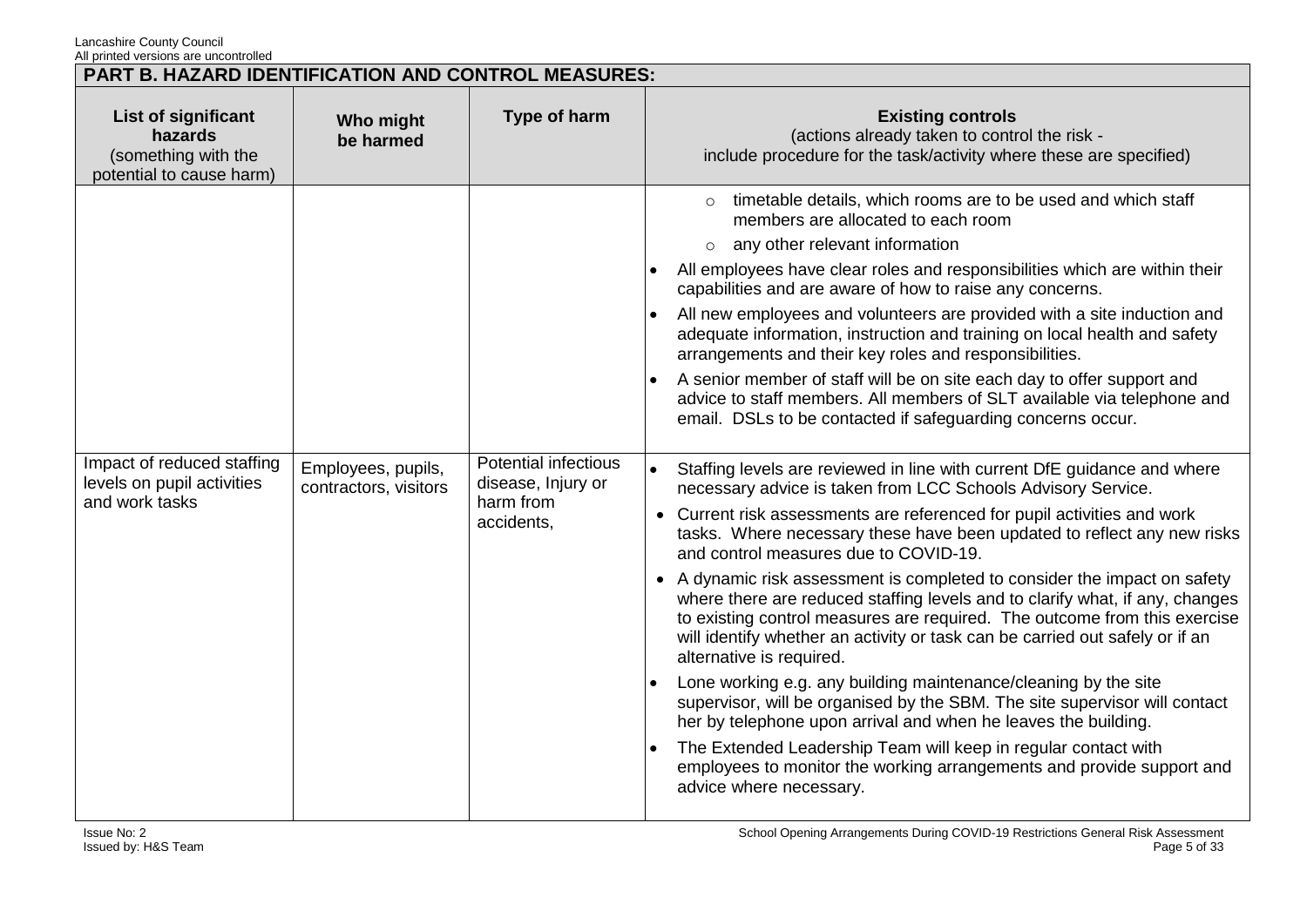## PART B. HAZARD IDENTIFICATION AND CONTROL MEASURES:

| List of significant hazards (something with the potential to cause harm) | Who might be harmed | Type of harm | Existing controls (actions already taken to control the risk - include procedure for the task/activity where these are specified) |
|---|---|---|---|
| | | | ○ timetable details, which rooms are to be used and which staff members are allocated to each room<br>○ any other relevant information<br>• All employees have clear roles and responsibilities which are within their capabilities and are aware of how to raise any concerns.<br>• All new employees and volunteers are provided with a site induction and adequate information, instruction and training on local health and safety arrangements and their key roles and responsibilities.<br>• A senior member of staff will be on site each day to offer support and advice to staff members. All members of SLT available via telephone and email. DSLs to be contacted if safeguarding concerns occur. |
| Impact of reduced staffing levels on pupil activities and work tasks | Employees, pupils, contractors, visitors | Potential infectious disease, Injury or harm from accidents, | • Staffing levels are reviewed in line with current DfE guidance and where necessary advice is taken from LCC Schools Advisory Service.<br>• Current risk assessments are referenced for pupil activities and work tasks. Where necessary these have been updated to reflect any new risks and control measures due to COVID-19.<br>• A dynamic risk assessment is completed to consider the impact on safety where there are reduced staffing levels and to clarify what, if any, changes to existing control measures are required. The outcome from this exercise will identify whether an activity or task can be carried out safely or if an alternative is required.<br>• Lone working e.g. any building maintenance/cleaning by the site supervisor, will be organised by the SBM. The site supervisor will contact her by telephone upon arrival and when he leaves the building.<br>• The Extended Leadership Team will keep in regular contact with employees to monitor the working arrangements and provide support and advice where necessary. |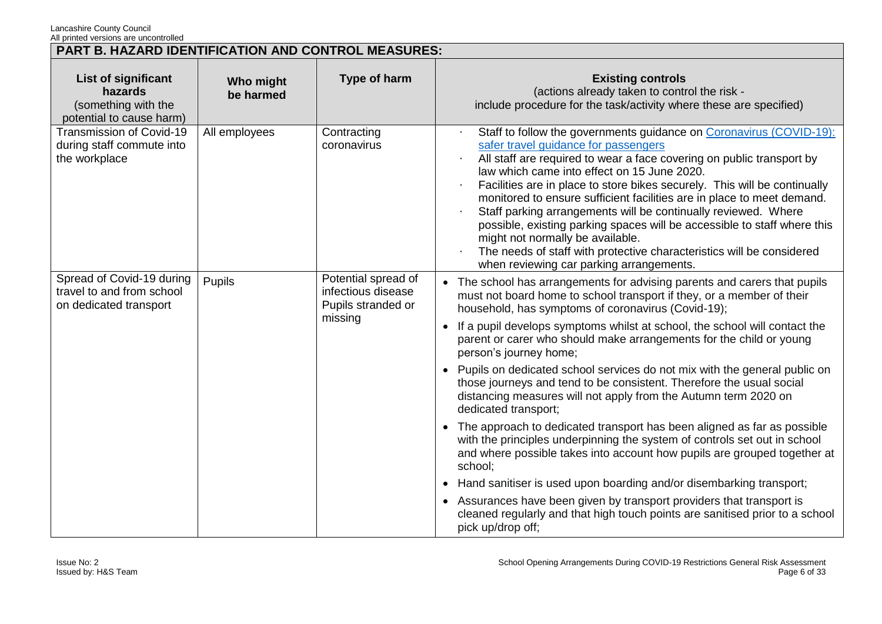## PART B. HAZARD IDENTIFICATION AND CONTROL MEASURES:

| List of significant hazards (something with the potential to cause harm) | Who might be harmed | Type of harm | Existing controls (actions already taken to control the risk - include procedure for the task/activity where these are specified) |
|---|---|---|---|
| Transmission of Covid-19 during staff commute into the workplace | All employees | Contracting coronavirus | · Staff to follow the governments guidance on Coronavirus (COVID-19): safer travel guidance for passengers<br>· All staff are required to wear a face covering on public transport by law which came into effect on 15 June 2020.<br>· Facilities are in place to store bikes securely. This will be continually monitored to ensure sufficient facilities are in place to meet demand.<br>· Staff parking arrangements will be continually reviewed. Where possible, existing parking spaces will be accessible to staff where this might not normally be available.<br>· The needs of staff with protective characteristics will be considered when reviewing car parking arrangements. |
| Spread of Covid-19 during travel to and from school on dedicated transport | Pupils | Potential spread of infectious disease Pupils stranded or missing | • The school has arrangements for advising parents and carers that pupils must not board home to school transport if they, or a member of their household, has symptoms of coronavirus (Covid-19);<br>• If a pupil develops symptoms whilst at school, the school will contact the parent or carer who should make arrangements for the child or young person's journey home;<br>• Pupils on dedicated school services do not mix with the general public on those journeys and tend to be consistent. Therefore the usual social distancing measures will not apply from the Autumn term 2020 on dedicated transport;<br>• The approach to dedicated transport has been aligned as far as possible with the principles underpinning the system of controls set out in school and where possible takes into account how pupils are grouped together at school;<br>• Hand sanitiser is used upon boarding and/or disembarking transport;<br>• Assurances have been given by transport providers that transport is cleaned regularly and that high touch points are sanitised prior to a school pick up/drop off; |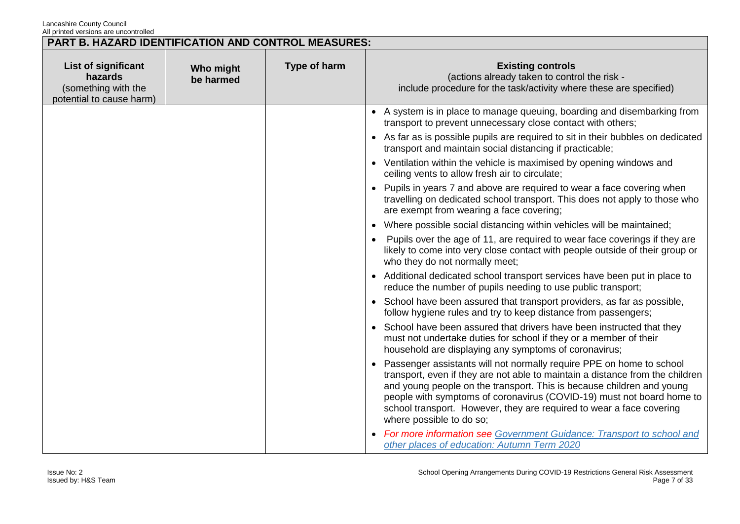## PART B. HAZARD IDENTIFICATION AND CONTROL MEASURES:

| List of significant hazards (something with the potential to cause harm) | Who might be harmed | Type of harm | Existing controls (actions already taken to control the risk - include procedure for the task/activity where these are specified) |
|---|---|---|---|
| | | | • A system is in place to manage queuing, boarding and disembarking from transport to prevent unnecessary close contact with others;<br>• As far as is possible pupils are required to sit in their bubbles on dedicated transport and maintain social distancing if practicable;<br>• Ventilation within the vehicle is maximised by opening windows and ceiling vents to allow fresh air to circulate;<br>• Pupils in years 7 and above are required to wear a face covering when travelling on dedicated school transport. This does not apply to those who are exempt from wearing a face covering;<br>• Where possible social distancing within vehicles will be maintained;<br>• Pupils over the age of 11, are required to wear face coverings if they are likely to come into very close contact with people outside of their group or who they do not normally meet;<br>• Additional dedicated school transport services have been put in place to reduce the number of pupils needing to use public transport;<br>• School have been assured that transport providers, as far as possible, follow hygiene rules and try to keep distance from passengers;<br>• School have been assured that drivers have been instructed that they must not undertake duties for school if they or a member of their household are displaying any symptoms of coronavirus;<br>• Passenger assistants will not normally require PPE on home to school transport, even if they are not able to maintain a distance from the children and young people on the transport. This is because children and young people with symptoms of coronavirus (COVID-19) must not board home to school transport. However, they are required to wear a face covering where possible to do so;<br>• *For more information see [Government Guidance: Transport to school and other places of education: Autumn Term 2020]()* |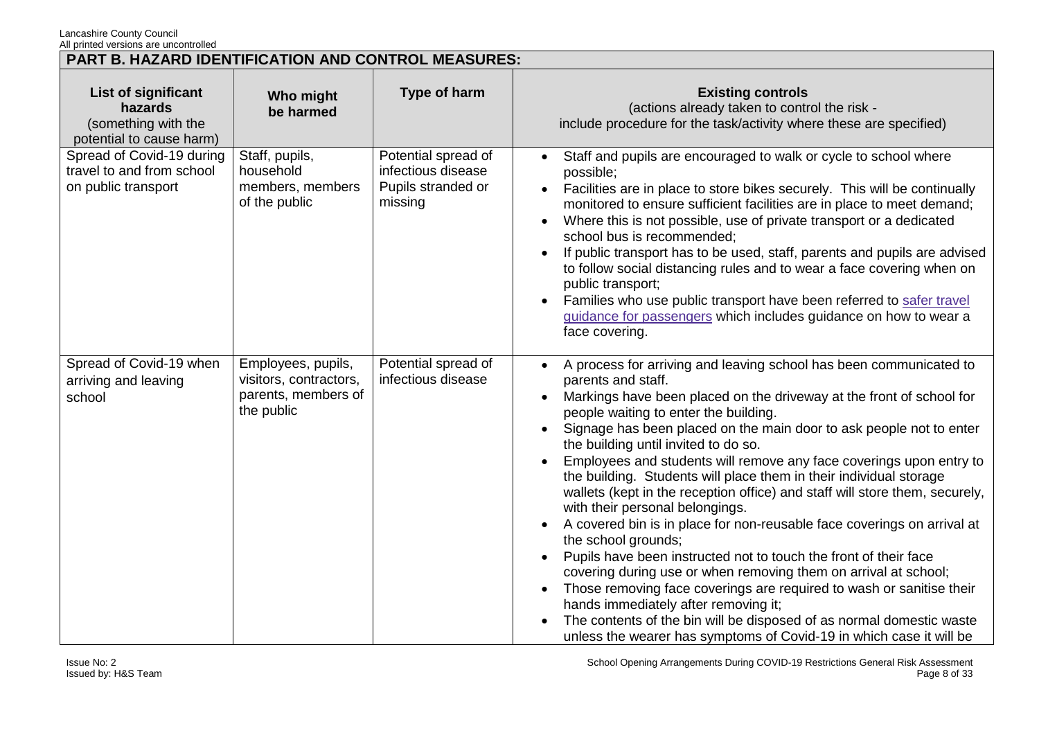## PART B. HAZARD IDENTIFICATION AND CONTROL MEASURES:

| List of significant hazards (something with the potential to cause harm) | Who might be harmed | Type of harm | Existing controls (actions already taken to control the risk - include procedure for the task/activity where these are specified) |
|---|---|---|---|
| Spread of Covid-19 during travel to and from school on public transport | Staff, pupils, household members, members of the public | Potential spread of infectious disease Pupils stranded or missing | • Staff and pupils are encouraged to walk or cycle to school where possible;<br>• Facilities are in place to store bikes securely. This will be continually monitored to ensure sufficient facilities are in place to meet demand;<br>• Where this is not possible, use of private transport or a dedicated school bus is recommended;<br>• If public transport has to be used, staff, parents and pupils are advised to follow social distancing rules and to wear a face covering when on public transport;<br>• Families who use public transport have been referred to safer travel guidance for passengers which includes guidance on how to wear a face covering. |
| Spread of Covid-19 when arriving and leaving school | Employees, pupils, visitors, contractors, parents, members of the public | Potential spread of infectious disease | • A process for arriving and leaving school has been communicated to parents and staff.<br>• Markings have been placed on the driveway at the front of school for people waiting to enter the building.<br>• Signage has been placed on the main door to ask people not to enter the building until invited to do so.<br>• Employees and students will remove any face coverings upon entry to the building. Students will place them in their individual storage wallets (kept in the reception office) and staff will store them, securely, with their personal belongings.<br>• A covered bin is in place for non-reusable face coverings on arrival at the school grounds;<br>• Pupils have been instructed not to touch the front of their face covering during use or when removing them on arrival at school;<br>• Those removing face coverings are required to wash or sanitise their hands immediately after removing it;<br>• The contents of the bin will be disposed of as normal domestic waste unless the wearer has symptoms of Covid-19 in which case it will be |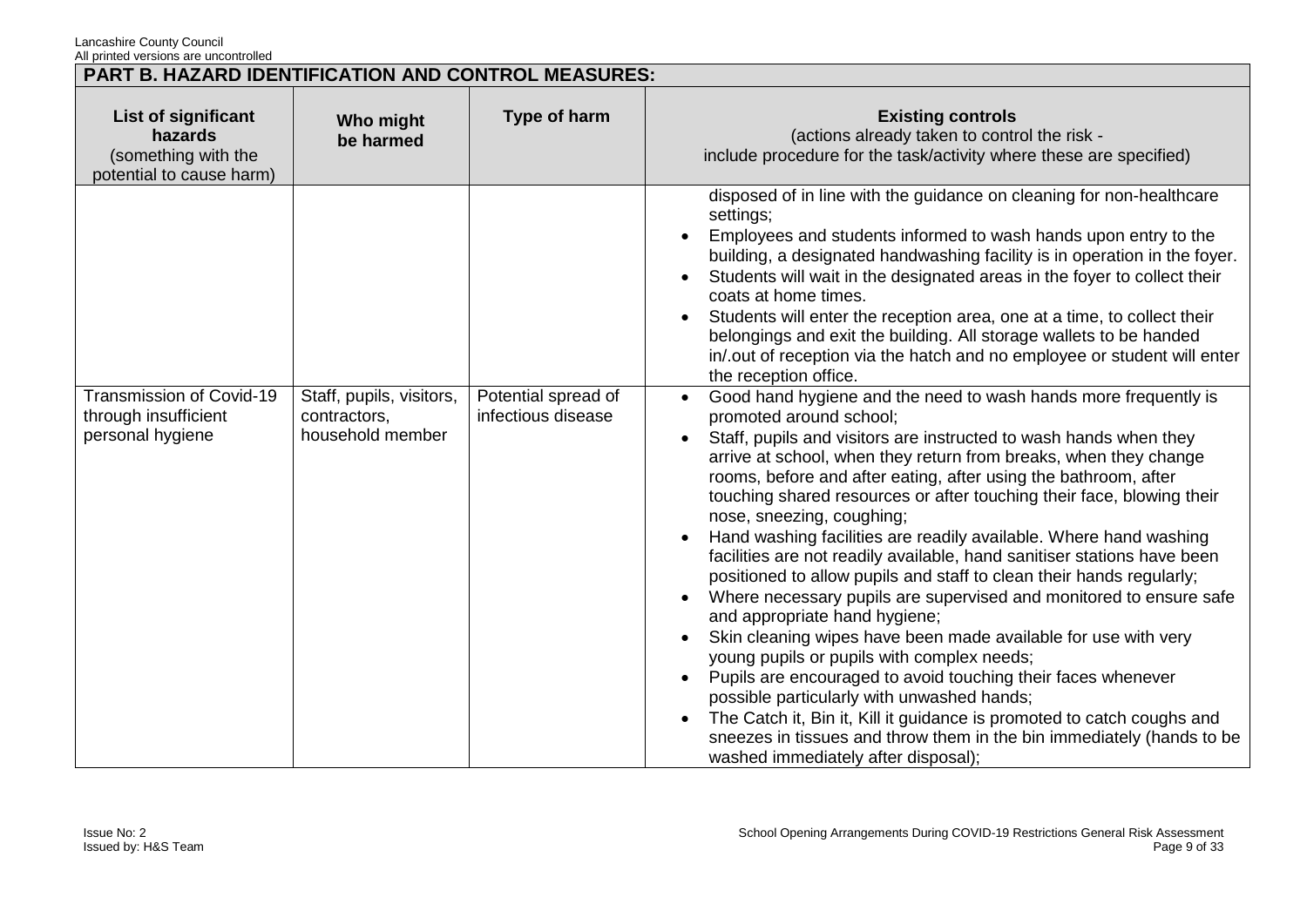## PART B. HAZARD IDENTIFICATION AND CONTROL MEASURES:

| List of significant hazards (something with the potential to cause harm) | Who might be harmed | Type of harm | Existing controls (actions already taken to control the risk - include procedure for the task/activity where these are specified) |
|---|---|---|---|
| | | | disposed of in line with the guidance on cleaning for non-healthcare settings;<br>• Employees and students informed to wash hands upon entry to the building, a designated handwashing facility is in operation in the foyer.<br>• Students will wait in the designated areas in the foyer to collect their coats at home times.<br>• Students will enter the reception area, one at a time, to collect their belongings and exit the building. All storage wallets to be handed in/.out of reception via the hatch and no employee or student will enter the reception office. |
| Transmission of Covid-19 through insufficient personal hygiene | Staff, pupils, visitors, contractors, household member | Potential spread of infectious disease | • Good hand hygiene and the need to wash hands more frequently is promoted around school;<br>• Staff, pupils and visitors are instructed to wash hands when they arrive at school, when they return from breaks, when they change rooms, before and after eating, after using the bathroom, after touching shared resources or after touching their face, blowing their nose, sneezing, coughing;<br>• Hand washing facilities are readily available. Where hand washing facilities are not readily available, hand sanitiser stations have been positioned to allow pupils and staff to clean their hands regularly;<br>• Where necessary pupils are supervised and monitored to ensure safe and appropriate hand hygiene;<br>• Skin cleaning wipes have been made available for use with very young pupils or pupils with complex needs;<br>• Pupils are encouraged to avoid touching their faces whenever possible particularly with unwashed hands;<br>• The Catch it, Bin it, Kill it guidance is promoted to catch coughs and sneezes in tissues and throw them in the bin immediately (hands to be washed immediately after disposal); |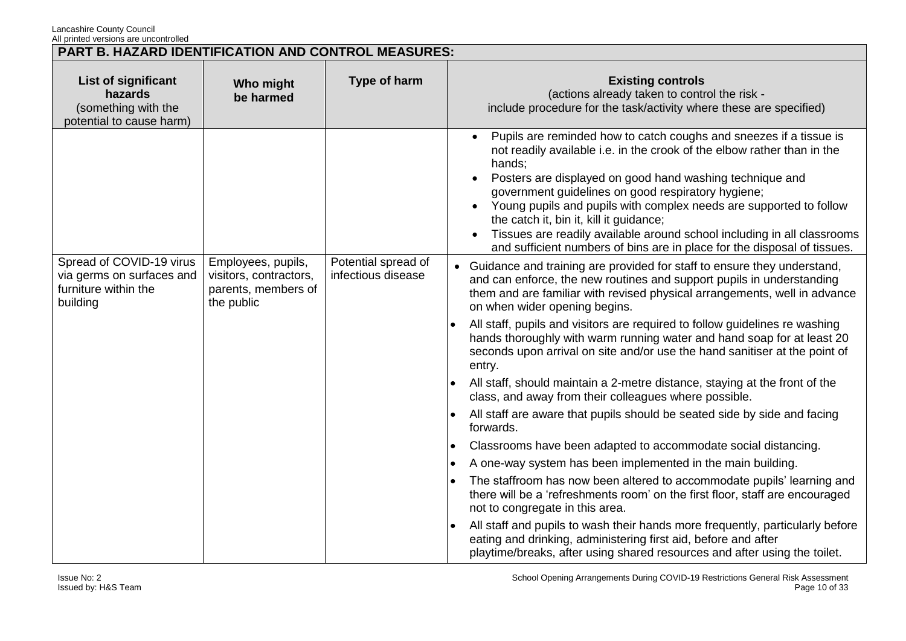## PART B. HAZARD IDENTIFICATION AND CONTROL MEASURES:

| List of significant hazards (something with the potential to cause harm) | Who might be harmed | Type of harm | Existing controls (actions already taken to control the risk - include procedure for the task/activity where these are specified) |
|---|---|---|---|
| | | | • Pupils are reminded how to catch coughs and sneezes if a tissue is not readily available i.e. in the crook of the elbow rather than in the hands;<br>• Posters are displayed on good hand washing technique and government guidelines on good respiratory hygiene;<br>• Young pupils and pupils with complex needs are supported to follow the catch it, bin it, kill it guidance;<br>• Tissues are readily available around school including in all classrooms and sufficient numbers of bins are in place for the disposal of tissues. |
| Spread of COVID-19 virus via germs on surfaces and furniture within the building | Employees, pupils, visitors, contractors, parents, members of the public | Potential spread of infectious disease | • Guidance and training are provided for staff to ensure they understand, and can enforce, the new routines and support pupils in understanding them and are familiar with revised physical arrangements, well in advance on when wider opening begins.<br>• All staff, pupils and visitors are required to follow guidelines re washing hands thoroughly with warm running water and hand soap for at least 20 seconds upon arrival on site and/or use the hand sanitiser at the point of entry.<br>• All staff, should maintain a 2-metre distance, staying at the front of the class, and away from their colleagues where possible.<br>• All staff are aware that pupils should be seated side by side and facing forwards.<br>• Classrooms have been adapted to accommodate social distancing.<br>• A one-way system has been implemented in the main building.<br>• The staffroom has now been altered to accommodate pupils' learning and there will be a 'refreshments room' on the first floor, staff are encouraged not to congregate in this area.<br>• All staff and pupils to wash their hands more frequently, particularly before eating and drinking, administering first aid, before and after playtime/breaks, after using shared resources and after using the toilet. |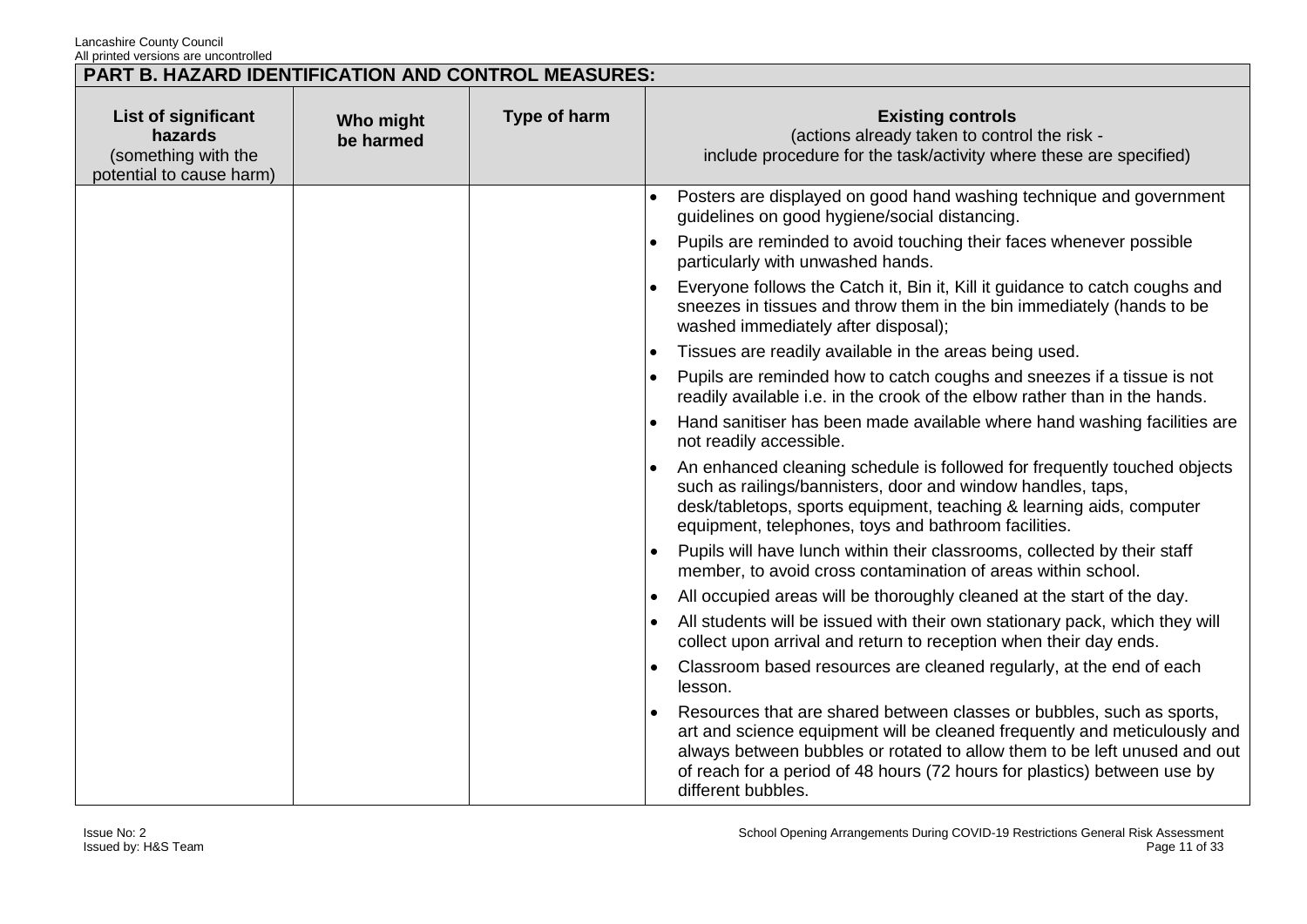## PART B. HAZARD IDENTIFICATION AND CONTROL MEASURES:

| List of significant hazards (something with the potential to cause harm) | Who might be harmed | Type of harm | Existing controls (actions already taken to control the risk - include procedure for the task/activity where these are specified) |
|---|---|---|---|
| | | | • Posters are displayed on good hand washing technique and government guidelines on good hygiene/social distancing.<br>• Pupils are reminded to avoid touching their faces whenever possible particularly with unwashed hands.<br>• Everyone follows the Catch it, Bin it, Kill it guidance to catch coughs and sneezes in tissues and throw them in the bin immediately (hands to be washed immediately after disposal);<br>• Tissues are readily available in the areas being used.<br>• Pupils are reminded how to catch coughs and sneezes if a tissue is not readily available i.e. in the crook of the elbow rather than in the hands.<br>• Hand sanitiser has been made available where hand washing facilities are not readily accessible.<br>• An enhanced cleaning schedule is followed for frequently touched objects such as railings/bannisters, door and window handles, taps, desk/tabletops, sports equipment, teaching & learning aids, computer equipment, telephones, toys and bathroom facilities.<br>• Pupils will have lunch within their classrooms, collected by their staff member, to avoid cross contamination of areas within school.<br>• All occupied areas will be thoroughly cleaned at the start of the day.<br>• All students will be issued with their own stationary pack, which they will collect upon arrival and return to reception when their day ends.<br>• Classroom based resources are cleaned regularly, at the end of each lesson.<br>• Resources that are shared between classes or bubbles, such as sports, art and science equipment will be cleaned frequently and meticulously and always between bubbles or rotated to allow them to be left unused and out of reach for a period of 48 hours (72 hours for plastics) between use by different bubbles. |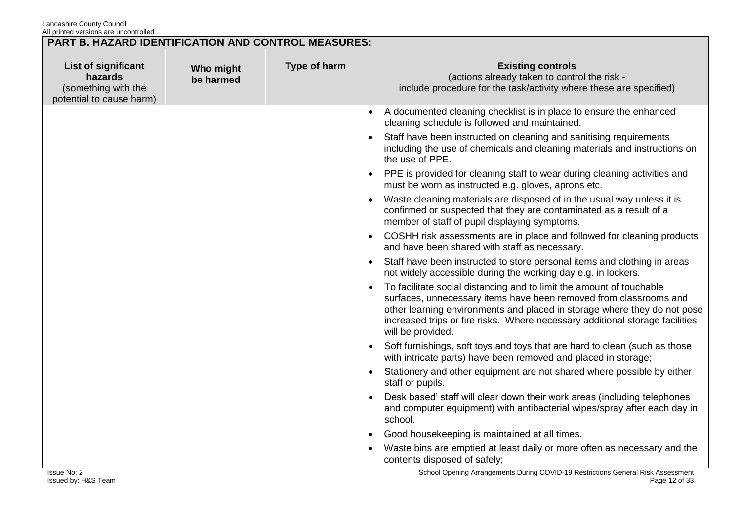## PART B. HAZARD IDENTIFICATION AND CONTROL MEASURES:

| List of significant hazards (something with the potential to cause harm) | Who might be harmed | Type of harm | Existing controls (actions already taken to control the risk - include procedure for the task/activity where these are specified) |
|---|---|---|---|
| | | | • A documented cleaning checklist is in place to ensure the enhanced cleaning schedule is followed and maintained.<br>• Staff have been instructed on cleaning and sanitising requirements including the use of chemicals and cleaning materials and instructions on the use of PPE.<br>• PPE is provided for cleaning staff to wear during cleaning activities and must be worn as instructed e.g. gloves, aprons etc.<br>• Waste cleaning materials are disposed of in the usual way unless it is confirmed or suspected that they are contaminated as a result of a member of staff of pupil displaying symptoms.<br>• COSHH risk assessments are in place and followed for cleaning products and have been shared with staff as necessary.<br>• Staff have been instructed to store personal items and clothing in areas not widely accessible during the working day e.g. in lockers.<br>• To facilitate social distancing and to limit the amount of touchable surfaces, unnecessary items have been removed from classrooms and other learning environments and placed in storage where they do not pose increased trips or fire risks. Where necessary additional storage facilities will be provided.<br>• Soft furnishings, soft toys and toys that are hard to clean (such as those with intricate parts) have been removed and placed in storage;<br>• Stationery and other equipment are not shared where possible by either staff or pupils.<br>• Desk based' staff will clear down their work areas (including telephones and computer equipment) with antibacterial wipes/spray after each day in school.<br>• Good housekeeping is maintained at all times.<br>• Waste bins are emptied at least daily or more often as necessary and the contents disposed of safely; |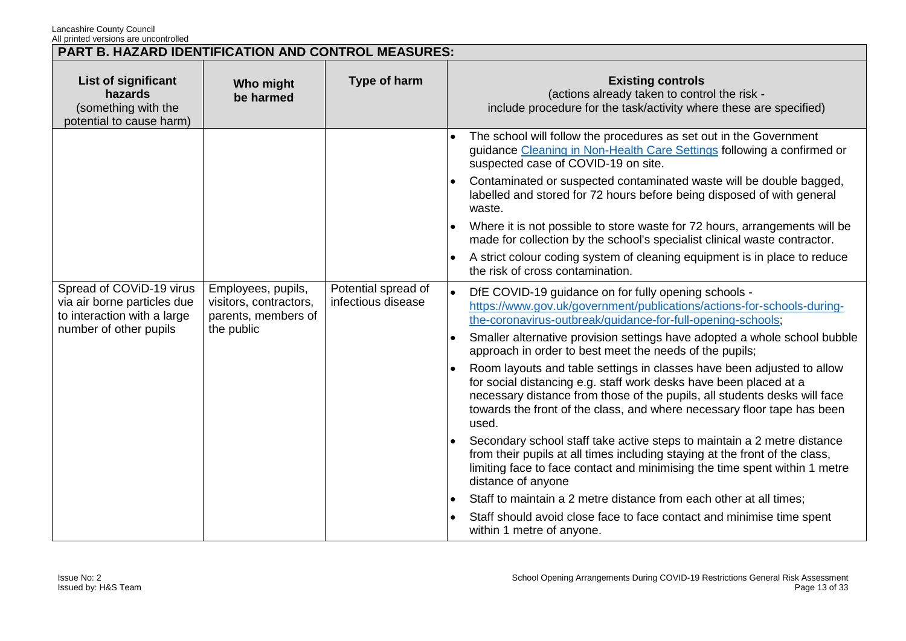## PART B. HAZARD IDENTIFICATION AND CONTROL MEASURES:

| List of significant hazards (something with the potential to cause harm) | Who might be harmed | Type of harm | Existing controls (actions already taken to control the risk - include procedure for the task/activity where these are specified) |
|---|---|---|---|
| | | | • The school will follow the procedures as set out in the Government guidance [Cleaning in Non-Health Care Settings](Cleaning in Non-Health Care Settings) following a confirmed or suspected case of COVID-19 on site.<br>• Contaminated or suspected contaminated waste will be double bagged, labelled and stored for 72 hours before being disposed of with general waste.<br>• Where it is not possible to store waste for 72 hours, arrangements will be made for collection by the school's specialist clinical waste contractor.<br>• A strict colour coding system of cleaning equipment is in place to reduce the risk of cross contamination. |
| Spread of COViD-19 virus via air borne particles due to interaction with a large number of other pupils | Employees, pupils, visitors, contractors, parents, members of the public | Potential spread of infectious disease | • DfE COVID-19 guidance on for fully opening schools - https://www.gov.uk/government/publications/actions-for-schools-during-the-coronavirus-outbreak/guidance-for-full-opening-schools;<br>• Smaller alternative provision settings have adopted a whole school bubble approach in order to best meet the needs of the pupils;<br>• Room layouts and table settings in classes have been adjusted to allow for social distancing e.g. staff work desks have been placed at a necessary distance from those of the pupils, all students desks will face towards the front of the class, and where necessary floor tape has been used.<br>• Secondary school staff take active steps to maintain a 2 metre distance from their pupils at all times including staying at the front of the class, limiting face to face contact and minimising the time spent within 1 metre distance of anyone<br>• Staff to maintain a 2 metre distance from each other at all times;<br>• Staff should avoid close face to face contact and minimise time spent within 1 metre of anyone. |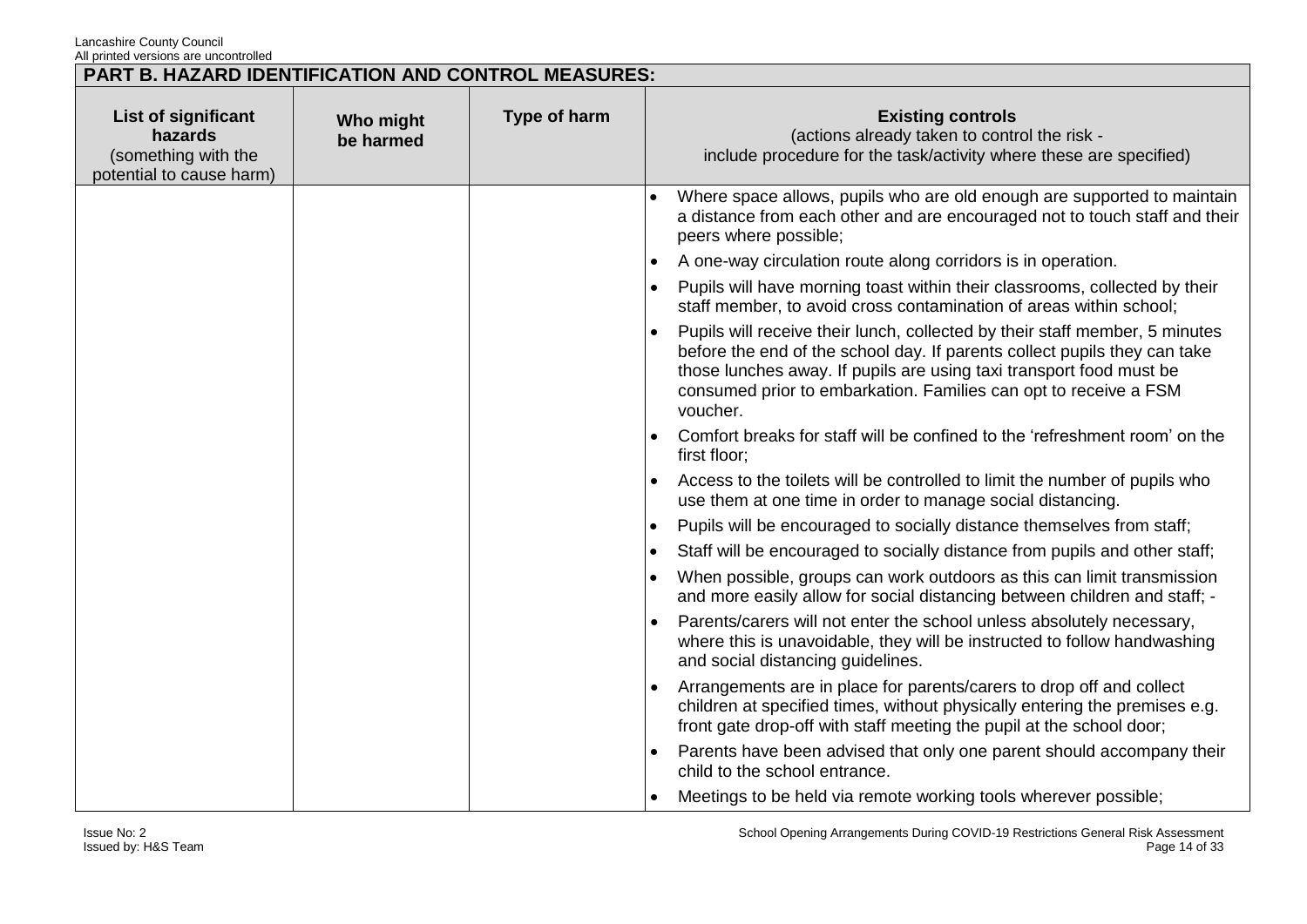## PART B. HAZARD IDENTIFICATION AND CONTROL MEASURES:

| List of significant hazards (something with the potential to cause harm) | Who might be harmed | Type of harm | Existing controls (actions already taken to control the risk - include procedure for the task/activity where these are specified) |
|---|---|---|---|
| | | | • Where space allows, pupils who are old enough are supported to maintain a distance from each other and are encouraged not to touch staff and their peers where possible;<br>• A one-way circulation route along corridors is in operation.<br>• Pupils will have morning toast within their classrooms, collected by their staff member, to avoid cross contamination of areas within school;<br>• Pupils will receive their lunch, collected by their staff member, 5 minutes before the end of the school day. If parents collect pupils they can take those lunches away. If pupils are using taxi transport food must be consumed prior to embarkation. Families can opt to receive a FSM voucher.<br>• Comfort breaks for staff will be confined to the 'refreshment room' on the first floor;<br>• Access to the toilets will be controlled to limit the number of pupils who use them at one time in order to manage social distancing.<br>• Pupils will be encouraged to socially distance themselves from staff;<br>• Staff will be encouraged to socially distance from pupils and other staff;<br>• When possible, groups can work outdoors as this can limit transmission and more easily allow for social distancing between children and staff; -<br>• Parents/carers will not enter the school unless absolutely necessary, where this is unavoidable, they will be instructed to follow handwashing and social distancing guidelines.<br>• Arrangements are in place for parents/carers to drop off and collect children at specified times, without physically entering the premises e.g. front gate drop-off with staff meeting the pupil at the school door;<br>• Parents have been advised that only one parent should accompany their child to the school entrance.<br>• Meetings to be held via remote working tools wherever possible; |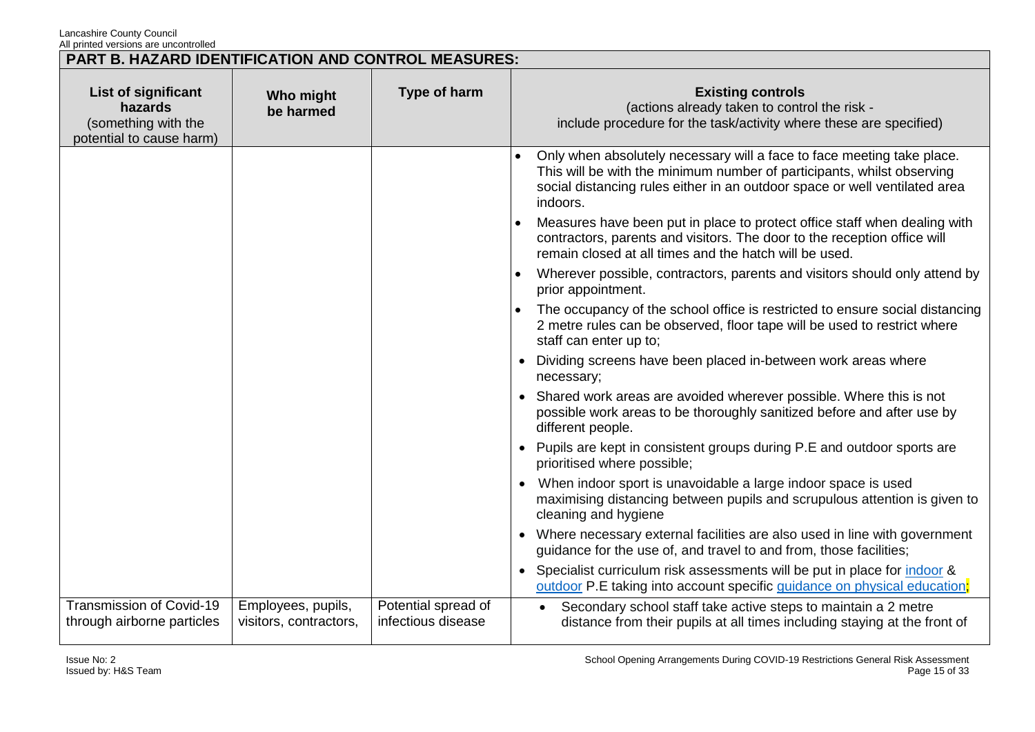## PART B. HAZARD IDENTIFICATION AND CONTROL MEASURES:

| List of significant hazards (something with the potential to cause harm) | Who might be harmed | Type of harm | Existing controls (actions already taken to control the risk - include procedure for the task/activity where these are specified) |
|---|---|---|---|
| | | | • Only when absolutely necessary will a face to face meeting take place. This will be with the minimum number of participants, whilst observing social distancing rules either in an outdoor space or well ventilated area indoors.<br>• Measures have been put in place to protect office staff when dealing with contractors, parents and visitors. The door to the reception office will remain closed at all times and the hatch will be used.<br>• Wherever possible, contractors, parents and visitors should only attend by prior appointment.<br>• The occupancy of the school office is restricted to ensure social distancing 2 metre rules can be observed, floor tape will be used to restrict where staff can enter up to;<br>• Dividing screens have been placed in-between work areas where necessary;<br>• Shared work areas are avoided wherever possible. Where this is not possible work areas to be thoroughly sanitized before and after use by different people.<br>• Pupils are kept in consistent groups during P.E and outdoor sports are prioritised where possible;<br>• When indoor sport is unavoidable a large indoor space is used maximising distancing between pupils and scrupulous attention is given to cleaning and hygiene<br>• Where necessary external facilities are also used in line with government guidance for the use of, and travel to and from, those facilities;<br>• Specialist curriculum risk assessments will be put in place for indoor & outdoor P.E taking into account specific guidance on physical education; |
| Transmission of Covid-19 through airborne particles | Employees, pupils, visitors, contractors, | Potential spread of infectious disease | • Secondary school staff take active steps to maintain a 2 metre distance from their pupils at all times including staying at the front of |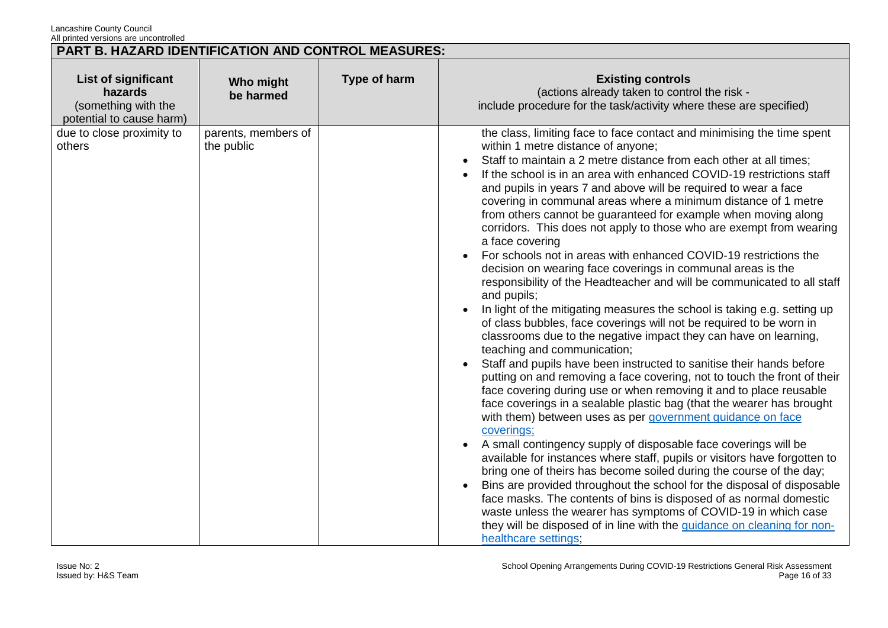## PART B. HAZARD IDENTIFICATION AND CONTROL MEASURES:

| List of significant hazards (something with the potential to cause harm) | Who might be harmed | Type of harm | Existing controls (actions already taken to control the risk - include procedure for the task/activity where these are specified) |
|---|---|---|---|
| due to close proximity to others | parents, members of the public | | the class, limiting face to face contact and minimising the time spent within 1 metre distance of anyone;<br>• Staff to maintain a 2 metre distance from each other at all times;<br>• If the school is in an area with enhanced COVID-19 restrictions staff and pupils in years 7 and above will be required to wear a face covering in communal areas where a minimum distance of 1 metre from others cannot be guaranteed for example when moving along corridors. This does not apply to those who are exempt from wearing a face covering<br>• For schools not in areas with enhanced COVID-19 restrictions the decision on wearing face coverings in communal areas is the responsibility of the Headteacher and will be communicated to all staff and pupils;<br>• In light of the mitigating measures the school is taking e.g. setting up of class bubbles, face coverings will not be required to be worn in classrooms due to the negative impact they can have on learning, teaching and communication;<br>• Staff and pupils have been instructed to sanitise their hands before putting on and removing a face covering, not to touch the front of their face covering during use or when removing it and to place reusable face coverings in a sealable plastic bag (that the wearer has brought with them) between uses as per government guidance on face coverings;<br>• A small contingency supply of disposable face coverings will be available for instances where staff, pupils or visitors have forgotten to bring one of theirs has become soiled during the course of the day;<br>• Bins are provided throughout the school for the disposal of disposable face masks. The contents of bins is disposed of as normal domestic waste unless the wearer has symptoms of COVID-19 in which case they will be disposed of in line with the guidance on cleaning for non-healthcare settings; |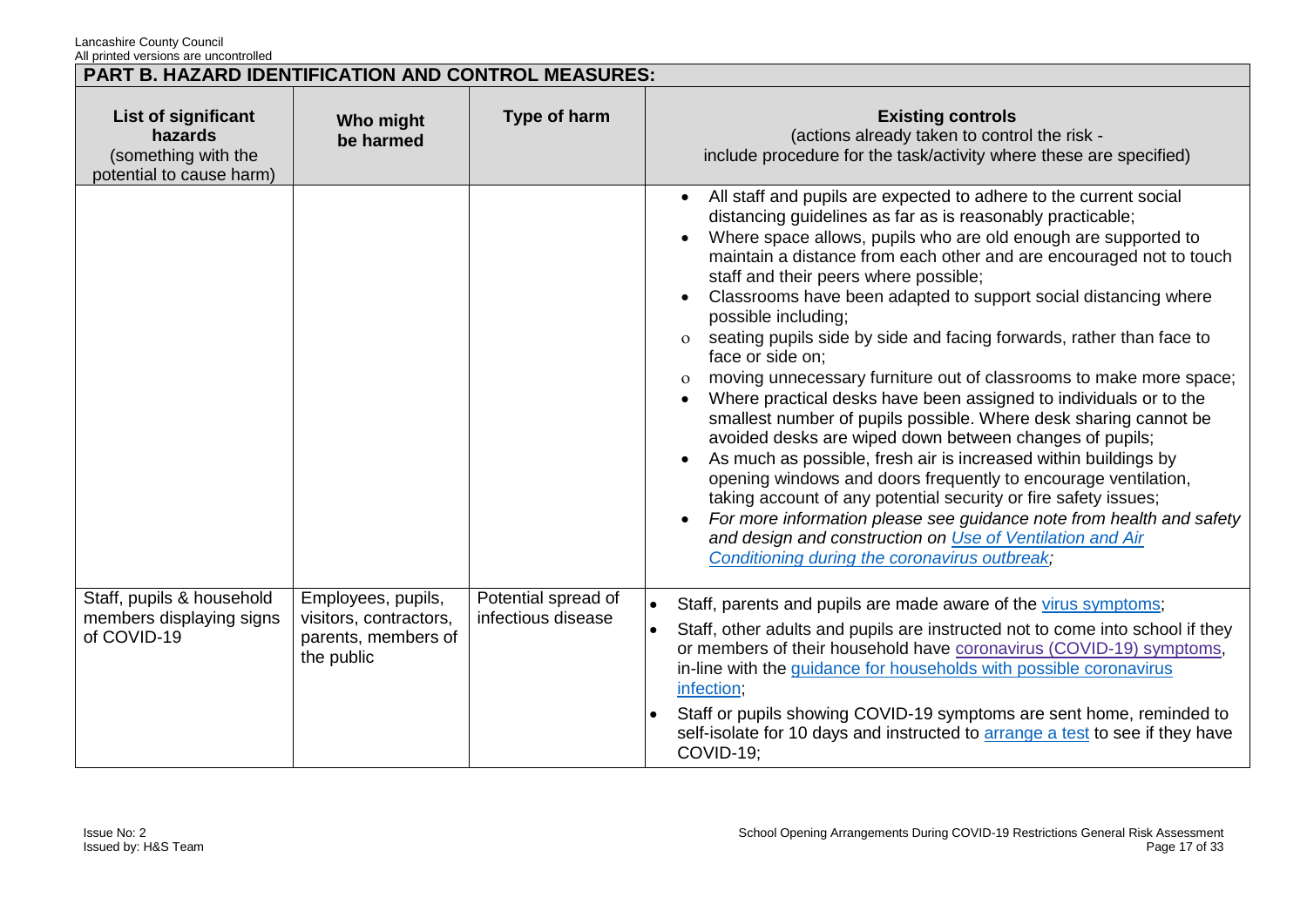## PART B. HAZARD IDENTIFICATION AND CONTROL MEASURES:

| List of significant hazards (something with the potential to cause harm) | Who might be harmed | Type of harm | Existing controls (actions already taken to control the risk - include procedure for the task/activity where these are specified) |
|---|---|---|---|
| | | | • All staff and pupils are expected to adhere to the current social distancing guidelines as far as is reasonably practicable;<br>• Where space allows, pupils who are old enough are supported to maintain a distance from each other and are encouraged not to touch staff and their peers where possible;<br>• Classrooms have been adapted to support social distancing where possible including;<br>o seating pupils side by side and facing forwards, rather than face to face or side on;<br>o moving unnecessary furniture out of classrooms to make more space;<br>• Where practical desks have been assigned to individuals or to the smallest number of pupils possible. Where desk sharing cannot be avoided desks are wiped down between changes of pupils;<br>• As much as possible, fresh air is increased within buildings by opening windows and doors frequently to encourage ventilation, taking account of any potential security or fire safety issues;<br>• *For more information please see guidance note from health and safety and design and construction on Use of Ventilation and Air Conditioning during the coronavirus outbreak;* |
| Staff, pupils & household members displaying signs of COVID-19 | Employees, pupils, visitors, contractors, parents, members of the public | Potential spread of infectious disease | • Staff, parents and pupils are made aware of the virus symptoms;<br>• Staff, other adults and pupils are instructed not to come into school if they or members of their household have coronavirus (COVID-19) symptoms, in-line with the guidance for households with possible coronavirus infection;<br>• Staff or pupils showing COVID-19 symptoms are sent home, reminded to self-isolate for 10 days and instructed to arrange a test to see if they have COVID-19; |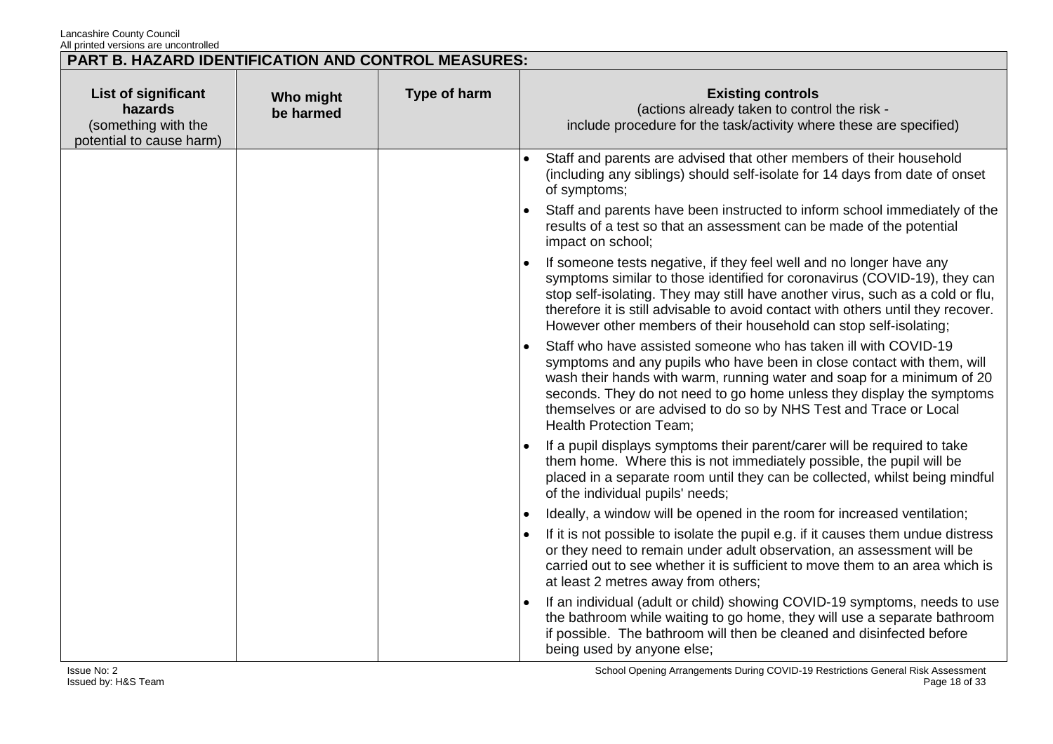## PART B. HAZARD IDENTIFICATION AND CONTROL MEASURES:

| List of significant hazards (something with the potential to cause harm) | Who might be harmed | Type of harm | Existing controls (actions already taken to control the risk - include procedure for the task/activity where these are specified) |
|---|---|---|---|
| | | | • Staff and parents are advised that other members of their household (including any siblings) should self-isolate for 14 days from date of onset of symptoms;<br>• Staff and parents have been instructed to inform school immediately of the results of a test so that an assessment can be made of the potential impact on school;<br>• If someone tests negative, if they feel well and no longer have any symptoms similar to those identified for coronavirus (COVID-19), they can stop self-isolating. They may still have another virus, such as a cold or flu, therefore it is still advisable to avoid contact with others until they recover. However other members of their household can stop self-isolating;<br>• Staff who have assisted someone who has taken ill with COVID-19 symptoms and any pupils who have been in close contact with them, will wash their hands with warm, running water and soap for a minimum of 20 seconds. They do not need to go home unless they display the symptoms themselves or are advised to do so by NHS Test and Trace or Local Health Protection Team;<br>• If a pupil displays symptoms their parent/carer will be required to take them home. Where this is not immediately possible, the pupil will be placed in a separate room until they can be collected, whilst being mindful of the individual pupils' needs;<br>• Ideally, a window will be opened in the room for increased ventilation;<br>• If it is not possible to isolate the pupil e.g. if it causes them undue distress or they need to remain under adult observation, an assessment will be carried out to see whether it is sufficient to move them to an area which is at least 2 metres away from others;<br>• If an individual (adult or child) showing COVID-19 symptoms, needs to use the bathroom while waiting to go home, they will use a separate bathroom if possible. The bathroom will then be cleaned and disinfected before being used by anyone else; |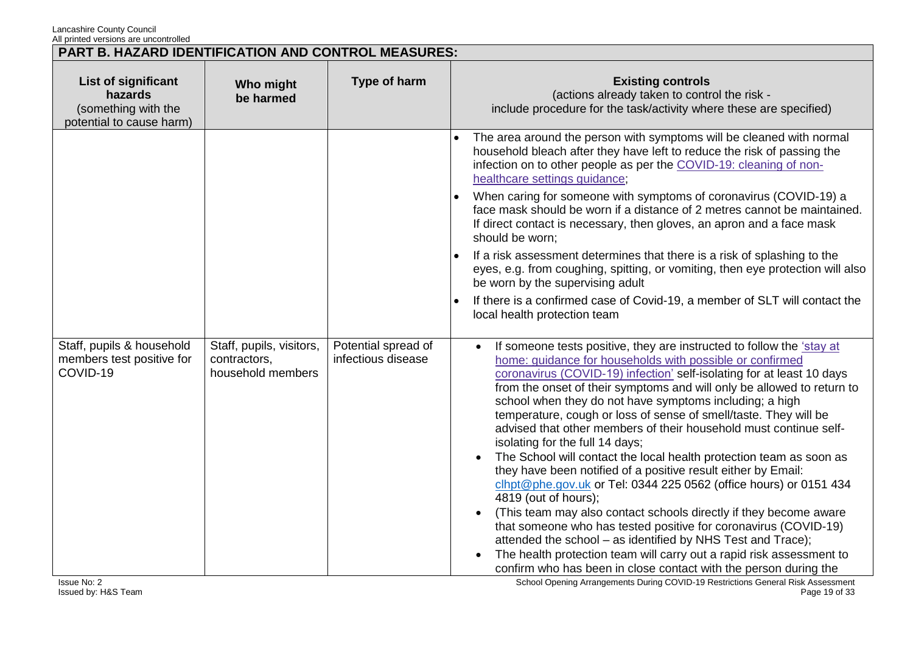## PART B. HAZARD IDENTIFICATION AND CONTROL MEASURES:

| List of significant hazards (something with the potential to cause harm) | Who might be harmed | Type of harm | Existing controls (actions already taken to control the risk - include procedure for the task/activity where these are specified) |
|---|---|---|---|
| | | | • The area around the person with symptoms will be cleaned with normal household bleach after they have left to reduce the risk of passing the infection on to other people as per the COVID-19: cleaning of non-healthcare settings guidance;<br>• When caring for someone with symptoms of coronavirus (COVID-19) a face mask should be worn if a distance of 2 metres cannot be maintained. If direct contact is necessary, then gloves, an apron and a face mask should be worn;<br>• If a risk assessment determines that there is a risk of splashing to the eyes, e.g. from coughing, spitting, or vomiting, then eye protection will also be worn by the supervising adult<br>• If there is a confirmed case of Covid-19, a member of SLT will contact the local health protection team |
| Staff, pupils & household members test positive for COVID-19 | Staff, pupils, visitors, contractors, household members | Potential spread of infectious disease | • If someone tests positive, they are instructed to follow the 'stay at home: guidance for households with possible or confirmed coronavirus (COVID-19) infection' self-isolating for at least 10 days from the onset of their symptoms and will only be allowed to return to school when they do not have symptoms including; a high temperature, cough or loss of sense of smell/taste. They will be advised that other members of their household must continue self-isolating for the full 14 days;<br>• The School will contact the local health protection team as soon as they have been notified of a positive result either by Email: clhpt@phe.gov.uk or Tel: 0344 225 0562 (office hours) or 0151 434 4819 (out of hours);<br>• (This team may also contact schools directly if they become aware that someone who has tested positive for coronavirus (COVID-19) attended the school – as identified by NHS Test and Trace);<br>• The health protection team will carry out a rapid risk assessment to confirm who has been in close contact with the person during the |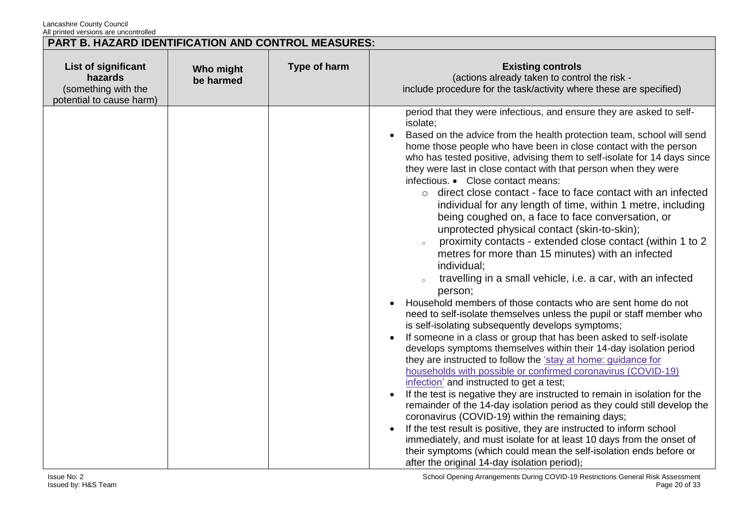## PART B. HAZARD IDENTIFICATION AND CONTROL MEASURES:

| List of significant hazards (something with the potential to cause harm) | Who might be harmed | Type of harm | Existing controls (actions already taken to control the risk - include procedure for the task/activity where these are specified) |
|---|---|---|---|
| | | | period that they were infectious, and ensure they are asked to self-isolate;<br>• Based on the advice from the health protection team, school will send home those people who have been in close contact with the person who has tested positive, advising them to self-isolate for 14 days since they were last in close contact with that person when they were infectious. • Close contact means:<br>&nbsp;&nbsp;○ direct close contact - face to face contact with an infected individual for any length of time, within 1 metre, including being coughed on, a face to face conversation, or unprotected physical contact (skin-to-skin);<br>&nbsp;&nbsp;○ proximity contacts - extended close contact (within 1 to 2 metres for more than 15 minutes) with an infected individual;<br>&nbsp;&nbsp;○ travelling in a small vehicle, i.e. a car, with an infected person;<br>• Household members of those contacts who are sent home do not need to self-isolate themselves unless the pupil or staff member who is self-isolating subsequently develops symptoms;<br>• If someone in a class or group that has been asked to self-isolate develops symptoms themselves within their 14-day isolation period they are instructed to follow the 'stay at home: guidance for households with possible or confirmed coronavirus (COVID-19) infection' and instructed to get a test;<br>• If the test is negative they are instructed to remain in isolation for the remainder of the 14-day isolation period as they could still develop the coronavirus (COVID-19) within the remaining days;<br>• If the test result is positive, they are instructed to inform school immediately, and must isolate for at least 10 days from the onset of their symptoms (which could mean the self-isolation ends before or after the original 14-day isolation period); |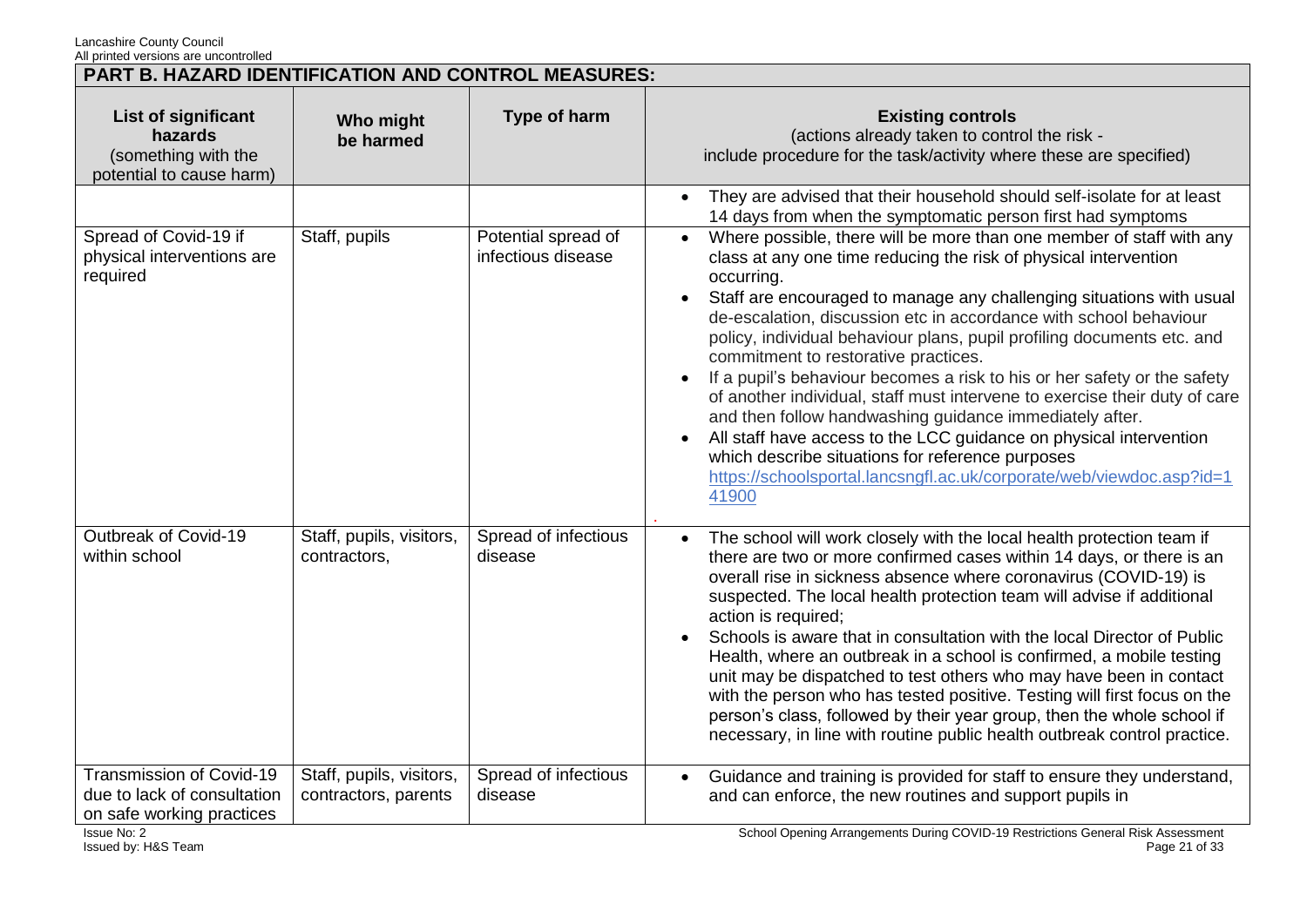## PART B. HAZARD IDENTIFICATION AND CONTROL MEASURES:

| List of significant hazards (something with the potential to cause harm) | Who might be harmed | Type of harm | Existing controls (actions already taken to control the risk - include procedure for the task/activity where these are specified) |
|---|---|---|---|
| | | | • They are advised that their household should self-isolate for at least 14 days from when the symptomatic person first had symptoms |
| Spread of Covid-19 if physical interventions are required | Staff, pupils | Potential spread of infectious disease | • Where possible, there will be more than one member of staff with any class at any one time reducing the risk of physical intervention occurring.<br>• Staff are encouraged to manage any challenging situations with usual de-escalation, discussion etc in accordance with school behaviour policy, individual behaviour plans, pupil profiling documents etc. and commitment to restorative practices.<br>• If a pupil's behaviour becomes a risk to his or her safety or the safety of another individual, staff must intervene to exercise their duty of care and then follow handwashing guidance immediately after.<br>• All staff have access to the LCC guidance on physical intervention which describe situations for reference purposes https://schoolsportal.lancsngfl.ac.uk/corporate/web/viewdoc.asp?id=141900 |
| Outbreak of Covid-19 within school | Staff, pupils, visitors, contractors, | Spread of infectious disease | • The school will work closely with the local health protection team if there are two or more confirmed cases within 14 days, or there is an overall rise in sickness absence where coronavirus (COVID-19) is suspected. The local health protection team will advise if additional action is required;<br>• Schools is aware that in consultation with the local Director of Public Health, where an outbreak in a school is confirmed, a mobile testing unit may be dispatched to test others who may have been in contact with the person who has tested positive. Testing will first focus on the person's class, followed by their year group, then the whole school if necessary, in line with routine public health outbreak control practice. |
| Transmission of Covid-19 due to lack of consultation on safe working practices | Staff, pupils, visitors, contractors, parents | Spread of infectious disease | • Guidance and training is provided for staff to ensure they understand, and can enforce, the new routines and support pupils in |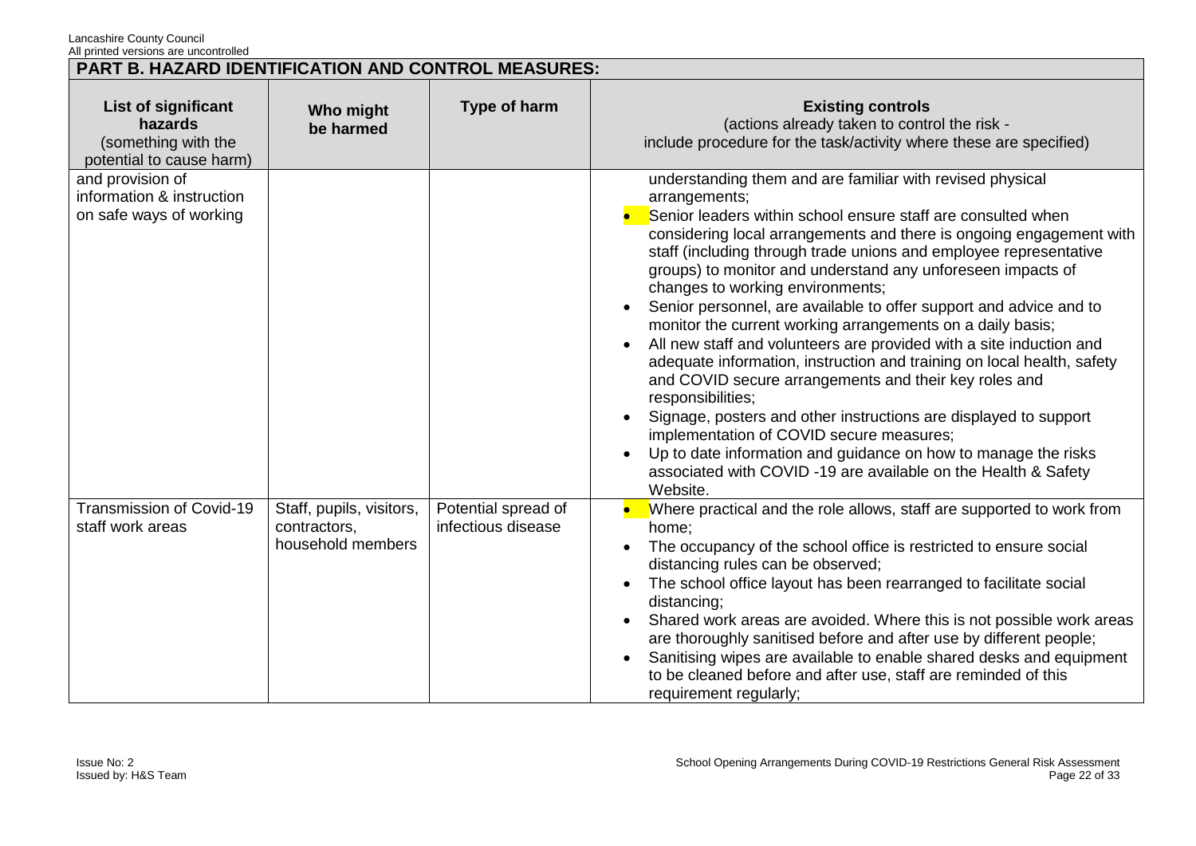## PART B. HAZARD IDENTIFICATION AND CONTROL MEASURES:

| List of significant hazards (something with the potential to cause harm) | Who might be harmed | Type of harm | Existing controls (actions already taken to control the risk - include procedure for the task/activity where these are specified) |
|---|---|---|---|
| and provision of information & instruction on safe ways of working | | | understanding them and are familiar with revised physical arrangements;<br>• Senior leaders within school ensure staff are consulted when considering local arrangements and there is ongoing engagement with staff (including through trade unions and employee representative groups) to monitor and understand any unforeseen impacts of changes to working environments;<br>• Senior personnel, are available to offer support and advice and to monitor the current working arrangements on a daily basis;<br>• All new staff and volunteers are provided with a site induction and adequate information, instruction and training on local health, safety and COVID secure arrangements and their key roles and responsibilities;<br>• Signage, posters and other instructions are displayed to support implementation of COVID secure measures;<br>• Up to date information and guidance on how to manage the risks associated with COVID -19 are available on the Health & Safety Website. |
| Transmission of Covid-19 staff work areas | Staff, pupils, visitors, contractors, household members | Potential spread of infectious disease | • Where practical and the role allows, staff are supported to work from home;<br>• The occupancy of the school office is restricted to ensure social distancing rules can be observed;<br>• The school office layout has been rearranged to facilitate social distancing;<br>• Shared work areas are avoided. Where this is not possible work areas are thoroughly sanitised before and after use by different people;<br>• Sanitising wipes are available to enable shared desks and equipment to be cleaned before and after use, staff are reminded of this requirement regularly; |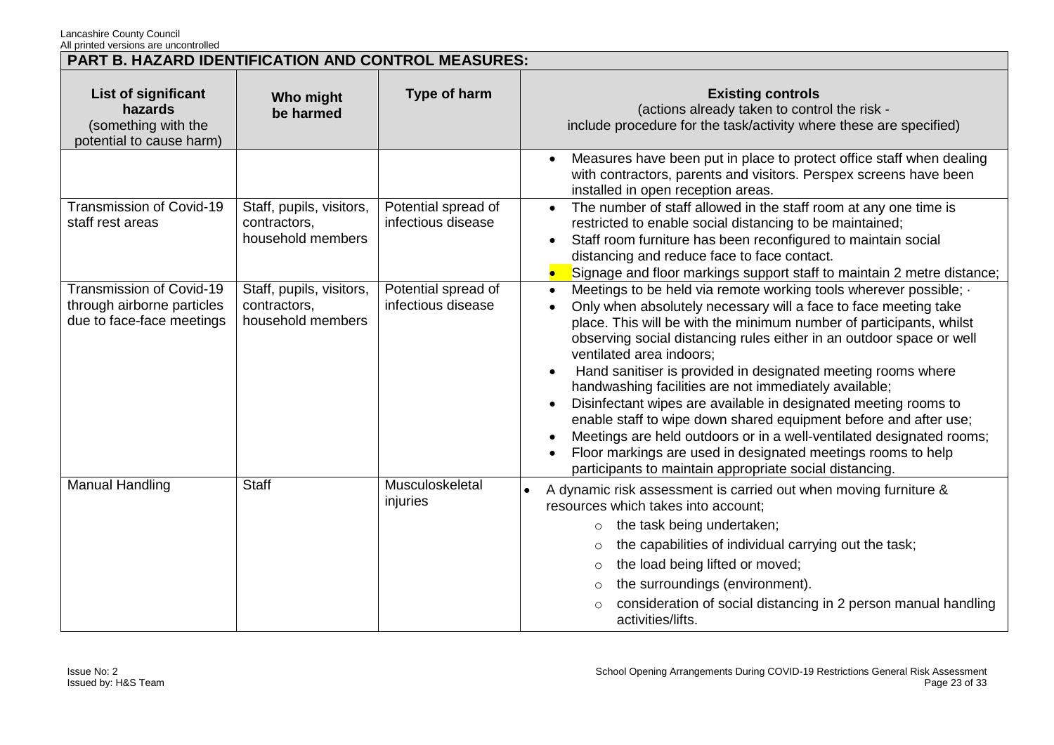## PART B. HAZARD IDENTIFICATION AND CONTROL MEASURES:

| List of significant hazards (something with the potential to cause harm) | Who might be harmed | Type of harm | Existing controls (actions already taken to control the risk - include procedure for the task/activity where these are specified) |
|---|---|---|---|
| | | | • Measures have been put in place to protect office staff when dealing with contractors, parents and visitors. Perspex screens have been installed in open reception areas. |
| Transmission of Covid-19 staff rest areas | Staff, pupils, visitors, contractors, household members | Potential spread of infectious disease | • The number of staff allowed in the staff room at any one time is restricted to enable social distancing to be maintained;<br>• Staff room furniture has been reconfigured to maintain social distancing and reduce face to face contact.<br>• Signage and floor markings support staff to maintain 2 metre distance; |
| Transmission of Covid-19 through airborne particles due to face-face meetings | Staff, pupils, visitors, contractors, household members | Potential spread of infectious disease | • Meetings to be held via remote working tools wherever possible; ·<br>• Only when absolutely necessary will a face to face meeting take place. This will be with the minimum number of participants, whilst observing social distancing rules either in an outdoor space or well ventilated area indoors;<br>• Hand sanitiser is provided in designated meeting rooms where handwashing facilities are not immediately available;<br>• Disinfectant wipes are available in designated meeting rooms to enable staff to wipe down shared equipment before and after use;<br>• Meetings are held outdoors or in a well-ventilated designated rooms;<br>• Floor markings are used in designated meetings rooms to help participants to maintain appropriate social distancing. |
| Manual Handling | Staff | Musculoskeletal injuries | • A dynamic risk assessment is carried out when moving furniture & resources which takes into account;<br>  ○ the task being undertaken;<br>  ○ the capabilities of individual carrying out the task;<br>  ○ the load being lifted or moved;<br>  ○ the surroundings (environment).<br>  ○ consideration of social distancing in 2 person manual handling activities/lifts. |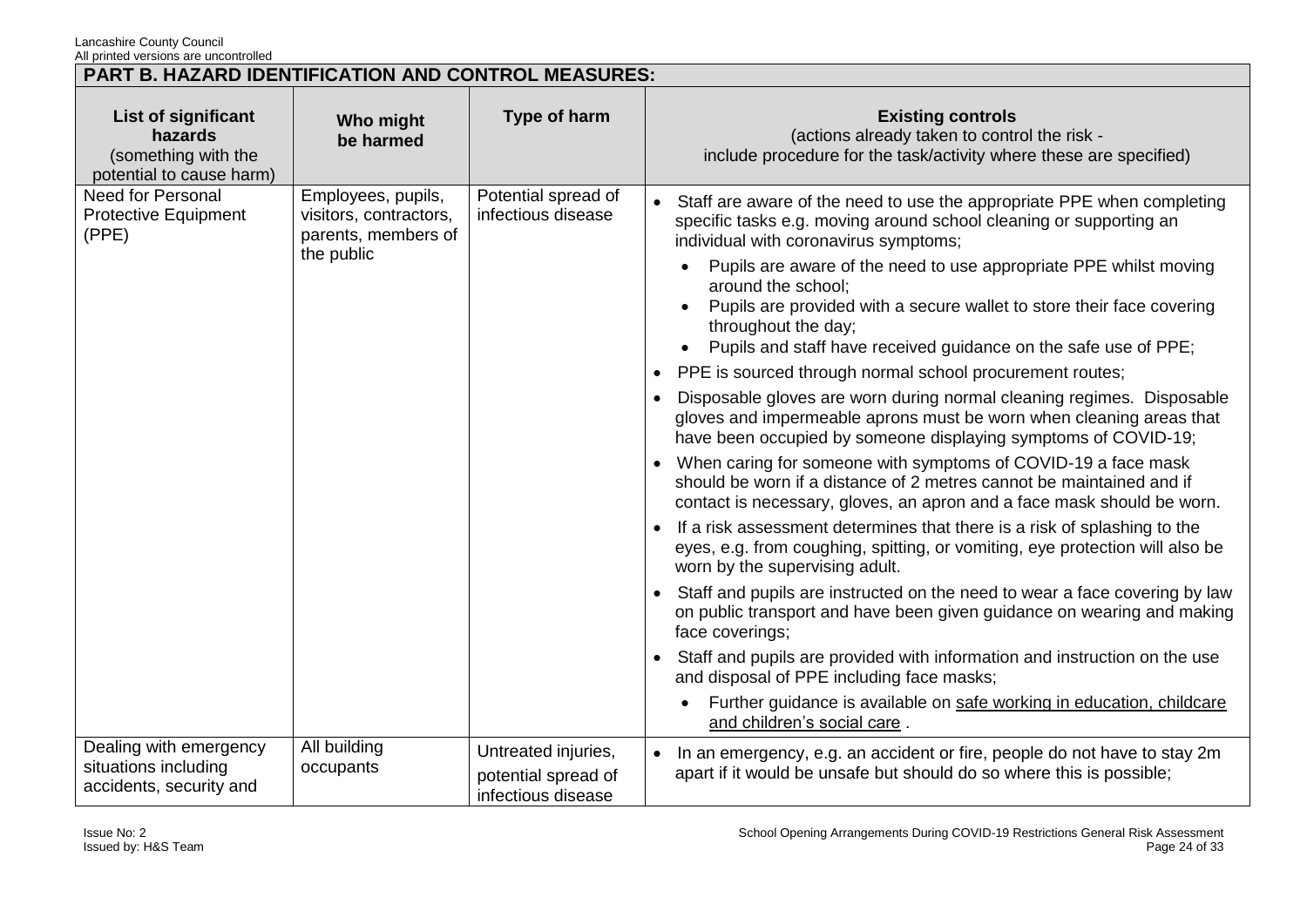## PART B. HAZARD IDENTIFICATION AND CONTROL MEASURES:

| List of significant hazards (something with the potential to cause harm) | Who might be harmed | Type of harm | Existing controls (actions already taken to control the risk - include procedure for the task/activity where these are specified) |
|---|---|---|---|
| Need for Personal Protective Equipment (PPE) | Employees, pupils, visitors, contractors, parents, members of the public | Potential spread of infectious disease | • Staff are aware of the need to use the appropriate PPE when completing specific tasks e.g. moving around school cleaning or supporting an individual with coronavirus symptoms;<br>  ◦ Pupils are aware of the need to use appropriate PPE whilst moving around the school;<br>  ◦ Pupils are provided with a secure wallet to store their face covering throughout the day;<br>  ◦ Pupils and staff have received guidance on the safe use of PPE;<br>• PPE is sourced through normal school procurement routes;<br>• Disposable gloves are worn during normal cleaning regimes. Disposable gloves and impermeable aprons must be worn when cleaning areas that have been occupied by someone displaying symptoms of COVID-19;<br>• When caring for someone with symptoms of COVID-19 a face mask should be worn if a distance of 2 metres cannot be maintained and if contact is necessary, gloves, an apron and a face mask should be worn.<br>• If a risk assessment determines that there is a risk of splashing to the eyes, e.g. from coughing, spitting, or vomiting, eye protection will also be worn by the supervising adult.<br>• Staff and pupils are instructed on the need to wear a face covering by law on public transport and have been given guidance on wearing and making face coverings;<br>• Staff and pupils are provided with information and instruction on the use and disposal of PPE including face masks;<br>  ◦ Further guidance is available on safe working in education, childcare and children's social care . |
| Dealing with emergency situations including accidents, security and | All building occupants | Untreated injuries, potential spread of infectious disease | • In an emergency, e.g. an accident or fire, people do not have to stay 2m apart if it would be unsafe but should do so where this is possible; |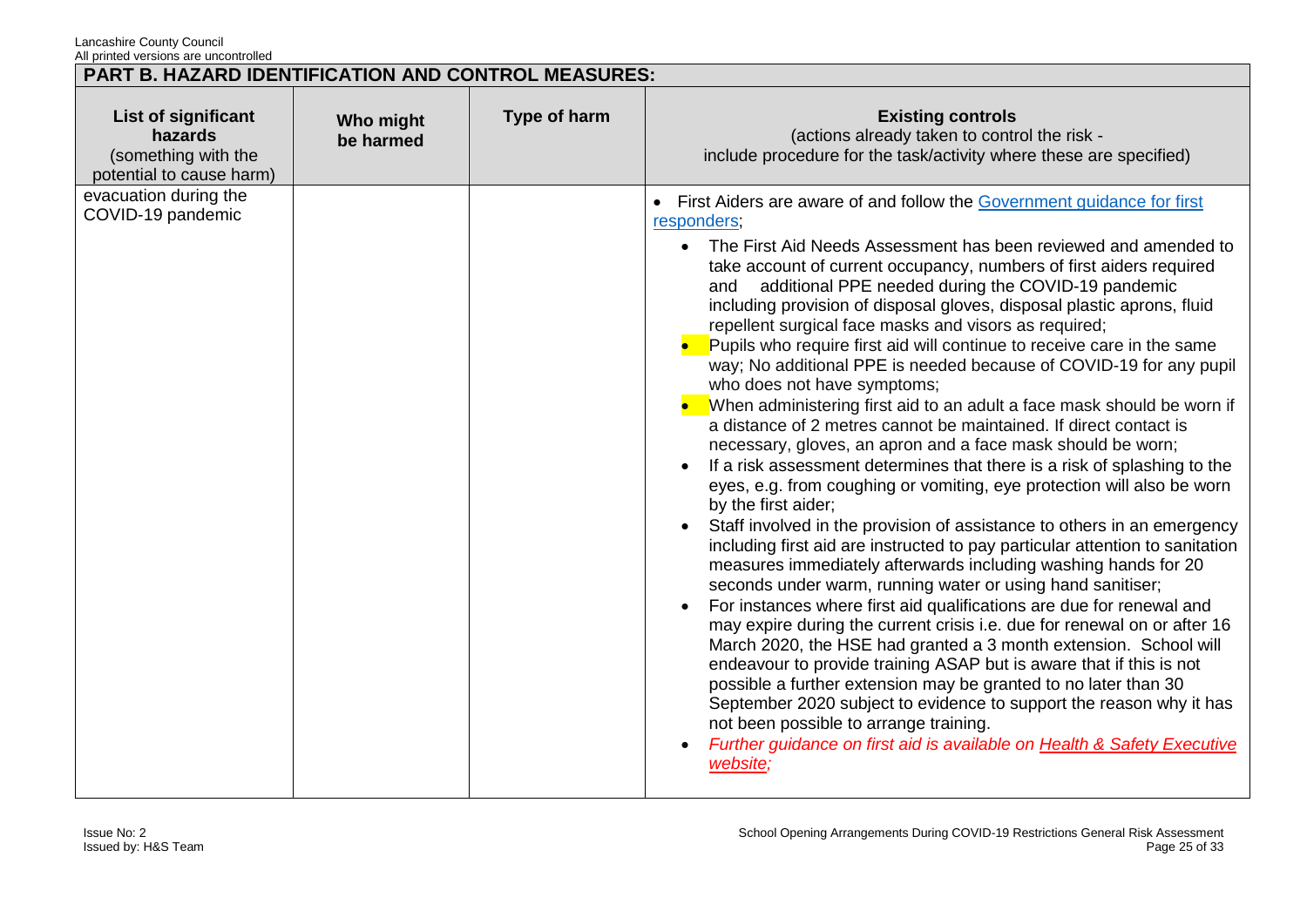## PART B. HAZARD IDENTIFICATION AND CONTROL MEASURES:

| List of significant hazards (something with the potential to cause harm) | Who might be harmed | Type of harm | Existing controls (actions already taken to control the risk - include procedure for the task/activity where these are specified) |
|---|---|---|---|
| evacuation during the COVID-19 pandemic | | | • First Aiders are aware of and follow the [Government guidance for first responders](); <br> • The First Aid Needs Assessment has been reviewed and amended to take account of current occupancy, numbers of first aiders required and additional PPE needed during the COVID-19 pandemic including provision of disposal gloves, disposal plastic aprons, fluid repellent surgical face masks and visors as required; <br> • Pupils who require first aid will continue to receive care in the same way; No additional PPE is needed because of COVID-19 for any pupil who does not have symptoms; <br> • When administering first aid to an adult a face mask should be worn if a distance of 2 metres cannot be maintained. If direct contact is necessary, gloves, an apron and a face mask should be worn; <br> • If a risk assessment determines that there is a risk of splashing to the eyes, e.g. from coughing or vomiting, eye protection will also be worn by the first aider; <br> • Staff involved in the provision of assistance to others in an emergency including first aid are instructed to pay particular attention to sanitation measures immediately afterwards including washing hands for 20 seconds under warm, running water or using hand sanitiser; <br> • For instances where first aid qualifications are due for renewal and may expire during the current crisis i.e. due for renewal on or after 16 March 2020, the HSE had granted a 3 month extension. School will endeavour to provide training ASAP but is aware that if this is not possible a further extension may be granted to no later than 30 September 2020 subject to evidence to support the reason why it has not been possible to arrange training. <br> • *Further guidance on first aid is available on [Health & Safety Executive website]();* |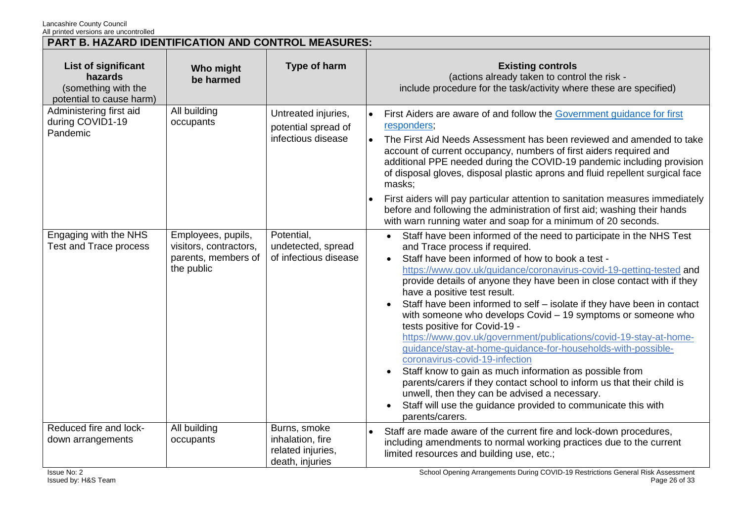## PART B. HAZARD IDENTIFICATION AND CONTROL MEASURES:

| List of significant hazards (something with the potential to cause harm) | Who might be harmed | Type of harm | Existing controls (actions already taken to control the risk - include procedure for the task/activity where these are specified) |
|---|---|---|---|
| Administering first aid during COVID1-19 Pandemic | All building occupants | Untreated injuries, potential spread of infectious disease | • First Aiders are aware of and follow the [Government guidance for first responders](); <br>• The First Aid Needs Assessment has been reviewed and amended to take account of current occupancy, numbers of first aiders required and additional PPE needed during the COVID-19 pandemic including provision of disposal gloves, disposal plastic aprons and fluid repellent surgical face masks; <br>• First aiders will pay particular attention to sanitation measures immediately before and following the administration of first aid; washing their hands with warn running water and soap for a minimum of 20 seconds. |
| Engaging with the NHS Test and Trace process | Employees, pupils, visitors, contractors, parents, members of the public | Potential, undetected, spread of infectious disease | • Staff have been informed of the need to participate in the NHS Test and Trace process if required. <br>• Staff have been informed of how to book a test - https://www.gov.uk/guidance/coronavirus-covid-19-getting-tested and provide details of anyone they have been in close contact with if they have a positive test result. <br>• Staff have been informed to self – isolate if they have been in contact with someone who develops Covid – 19 symptoms or someone who tests positive for Covid-19 - https://www.gov.uk/government/publications/covid-19-stay-at-home-guidance/stay-at-home-guidance-for-households-with-possible-coronavirus-covid-19-infection <br>• Staff know to gain as much information as possible from parents/carers if they contact school to inform us that their child is unwell, then they can be advised a necessary. <br>• Staff will use the guidance provided to communicate this with parents/carers. |
| Reduced fire and lock-down arrangements | All building occupants | Burns, smoke inhalation, fire related injuries, death, injuries | • Staff are made aware of the current fire and lock-down procedures, including amendments to normal working practices due to the current limited resources and building use, etc.; |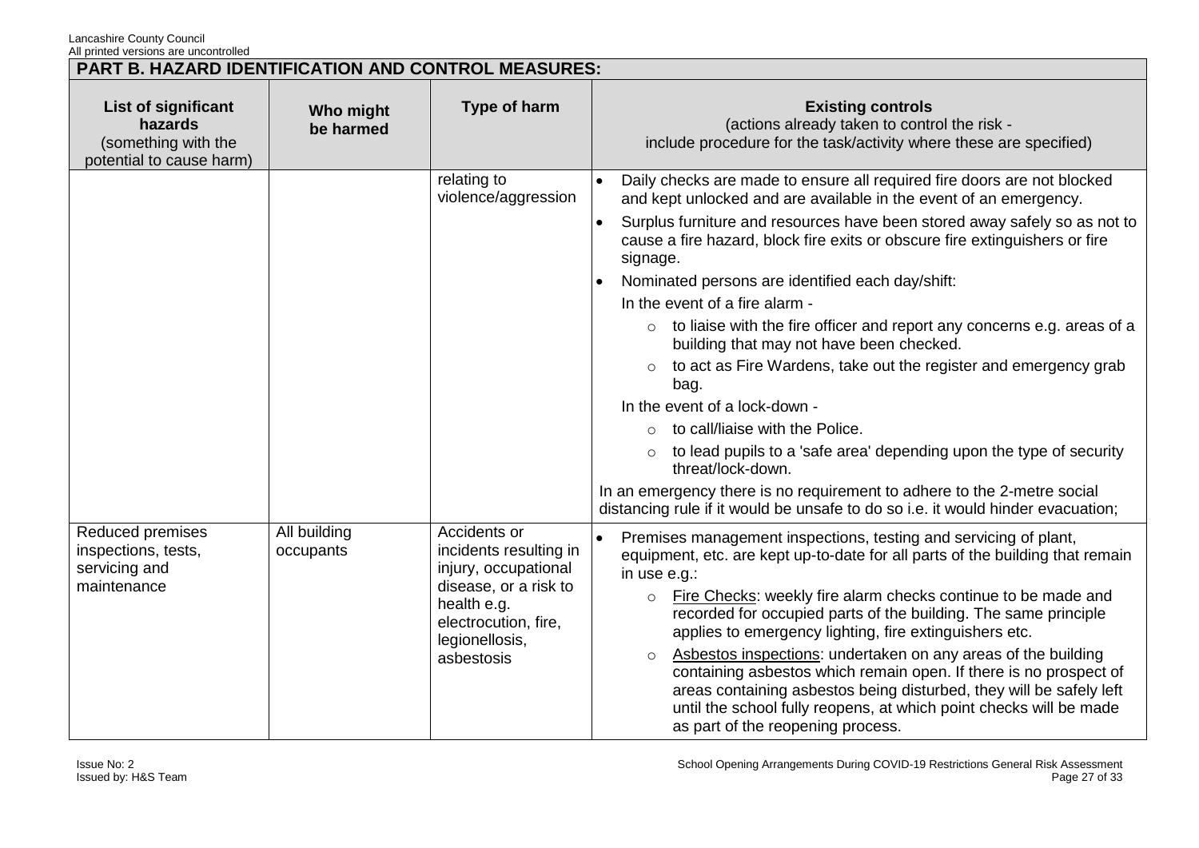## PART B. HAZARD IDENTIFICATION AND CONTROL MEASURES:

| List of significant hazards (something with the potential to cause harm) | Who might be harmed | Type of harm | Existing controls (actions already taken to control the risk - include procedure for the task/activity where these are specified) |
|---|---|---|---|
| | | relating to violence/aggression | • Daily checks are made to ensure all required fire doors are not blocked and kept unlocked and are available in the event of an emergency.<br>• Surplus furniture and resources have been stored away safely so as not to cause a fire hazard, block fire exits or obscure fire extinguishers or fire signage.<br>• Nominated persons are identified each day/shift:<br>In the event of a fire alarm -<br>○ to liaise with the fire officer and report any concerns e.g. areas of a building that may not have been checked.<br>○ to act as Fire Wardens, take out the register and emergency grab bag.<br>In the event of a lock-down -<br>○ to call/liaise with the Police.<br>○ to lead pupils to a 'safe area' depending upon the type of security threat/lock-down.<br>In an emergency there is no requirement to adhere to the 2-metre social distancing rule if it would be unsafe to do so i.e. it would hinder evacuation; |
| Reduced premises inspections, tests, servicing and maintenance | All building occupants | Accidents or incidents resulting in injury, occupational disease, or a risk to health e.g. electrocution, fire, legionellosis, asbestosis | • Premises management inspections, testing and servicing of plant, equipment, etc. are kept up-to-date for all parts of the building that remain in use e.g.:<br>○ Fire Checks: weekly fire alarm checks continue to be made and recorded for occupied parts of the building. The same principle applies to emergency lighting, fire extinguishers etc.<br>○ Asbestos inspections: undertaken on any areas of the building containing asbestos which remain open. If there is no prospect of areas containing asbestos being disturbed, they will be safely left until the school fully reopens, at which point checks will be made as part of the reopening process. |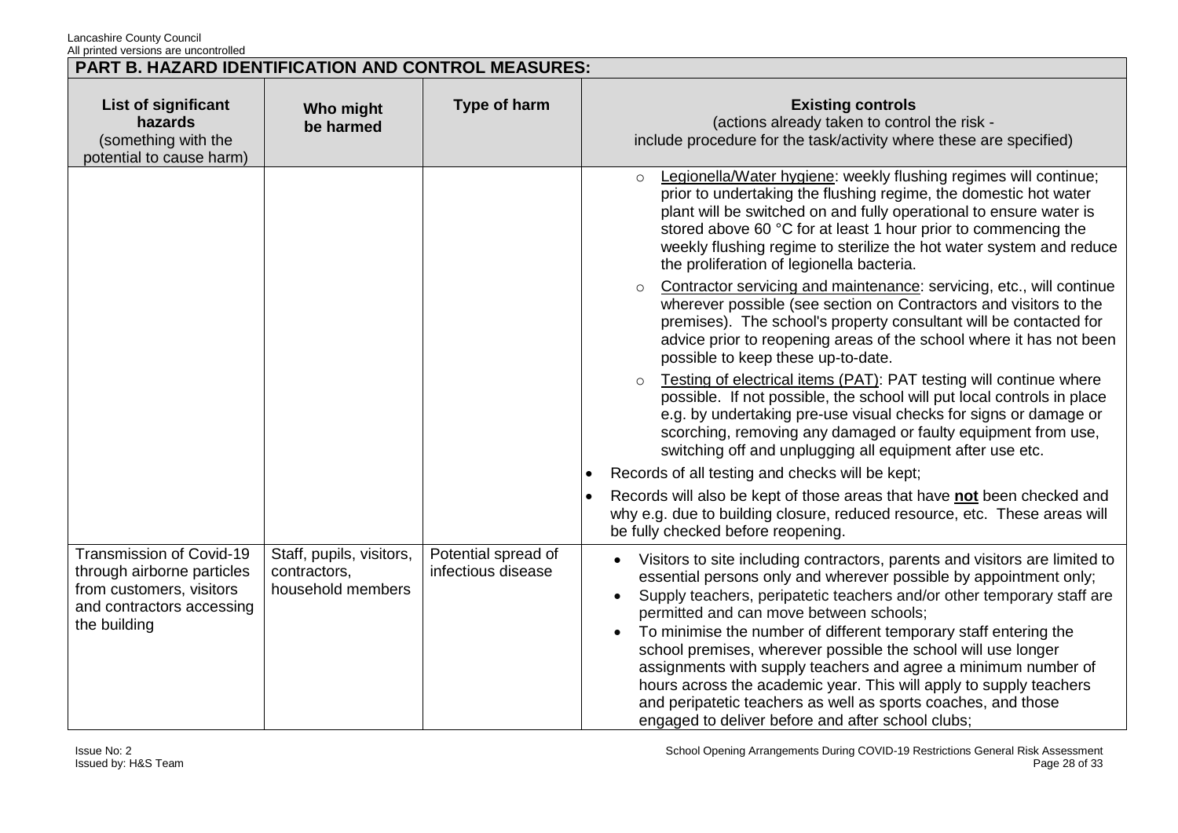## PART B. HAZARD IDENTIFICATION AND CONTROL MEASURES:

| List of significant hazards (something with the potential to cause harm) | Who might be harmed | Type of harm | Existing controls (actions already taken to control the risk - include procedure for the task/activity where these are specified) |
|---|---|---|---|
| | | | ○ Legionella/Water hygiene: weekly flushing regimes will continue; prior to undertaking the flushing regime, the domestic hot water plant will be switched on and fully operational to ensure water is stored above 60 °C for at least 1 hour prior to commencing the weekly flushing regime to sterilize the hot water system and reduce the proliferation of legionella bacteria.<br>○ Contractor servicing and maintenance: servicing, etc., will continue wherever possible (see section on Contractors and visitors to the premises). The school's property consultant will be contacted for advice prior to reopening areas of the school where it has not been possible to keep these up-to-date.<br>○ Testing of electrical items (PAT): PAT testing will continue where possible. If not possible, the school will put local controls in place e.g. by undertaking pre-use visual checks for signs or damage or scorching, removing any damaged or faulty equipment from use, switching off and unplugging all equipment after use etc.<br>• Records of all testing and checks will be kept;<br>• Records will also be kept of those areas that have **not** been checked and why e.g. due to building closure, reduced resource, etc. These areas will be fully checked before reopening. |
| Transmission of Covid-19 through airborne particles from customers, visitors and contractors accessing the building | Staff, pupils, visitors, contractors, household members | Potential spread of infectious disease | • Visitors to site including contractors, parents and visitors are limited to essential persons only and wherever possible by appointment only;<br>• Supply teachers, peripatetic teachers and/or other temporary staff are permitted and can move between schools;<br>• To minimise the number of different temporary staff entering the school premises, wherever possible the school will use longer assignments with supply teachers and agree a minimum number of hours across the academic year. This will apply to supply teachers and peripatetic teachers as well as sports coaches, and those engaged to deliver before and after school clubs; |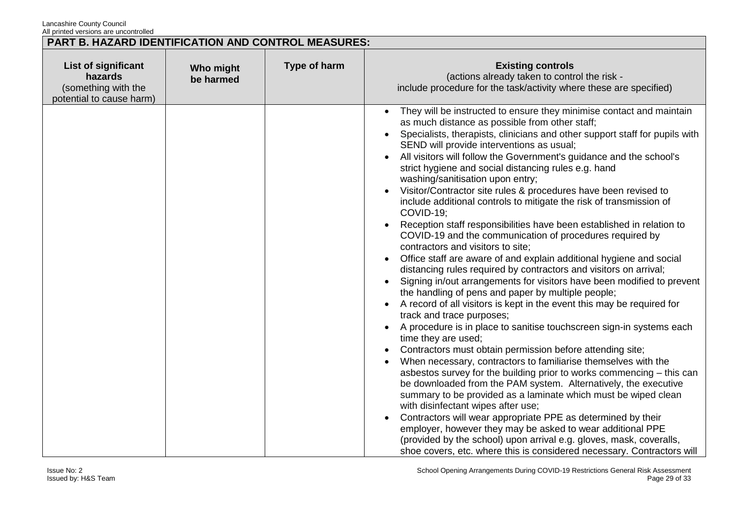## PART B. HAZARD IDENTIFICATION AND CONTROL MEASURES:

| List of significant hazards (something with the potential to cause harm) | Who might be harmed | Type of harm | Existing controls (actions already taken to control the risk - include procedure for the task/activity where these are specified) |
|---|---|---|---|
| | | | • They will be instructed to ensure they minimise contact and maintain as much distance as possible from other staff;<br>• Specialists, therapists, clinicians and other support staff for pupils with SEND will provide interventions as usual;<br>• All visitors will follow the Government's guidance and the school's strict hygiene and social distancing rules e.g. hand washing/sanitisation upon entry;<br>• Visitor/Contractor site rules & procedures have been revised to include additional controls to mitigate the risk of transmission of COVID-19;<br>• Reception staff responsibilities have been established in relation to COVID-19 and the communication of procedures required by contractors and visitors to site;<br>• Office staff are aware of and explain additional hygiene and social distancing rules required by contractors and visitors on arrival;<br>• Signing in/out arrangements for visitors have been modified to prevent the handling of pens and paper by multiple people;<br>• A record of all visitors is kept in the event this may be required for track and trace purposes;<br>• A procedure is in place to sanitise touchscreen sign-in systems each time they are used;<br>• Contractors must obtain permission before attending site;<br>• When necessary, contractors to familiarise themselves with the asbestos survey for the building prior to works commencing – this can be downloaded from the PAM system. Alternatively, the executive summary to be provided as a laminate which must be wiped clean with disinfectant wipes after use;<br>• Contractors will wear appropriate PPE as determined by their employer, however they may be asked to wear additional PPE (provided by the school) upon arrival e.g. gloves, mask, coveralls, shoe covers, etc. where this is considered necessary. Contractors will |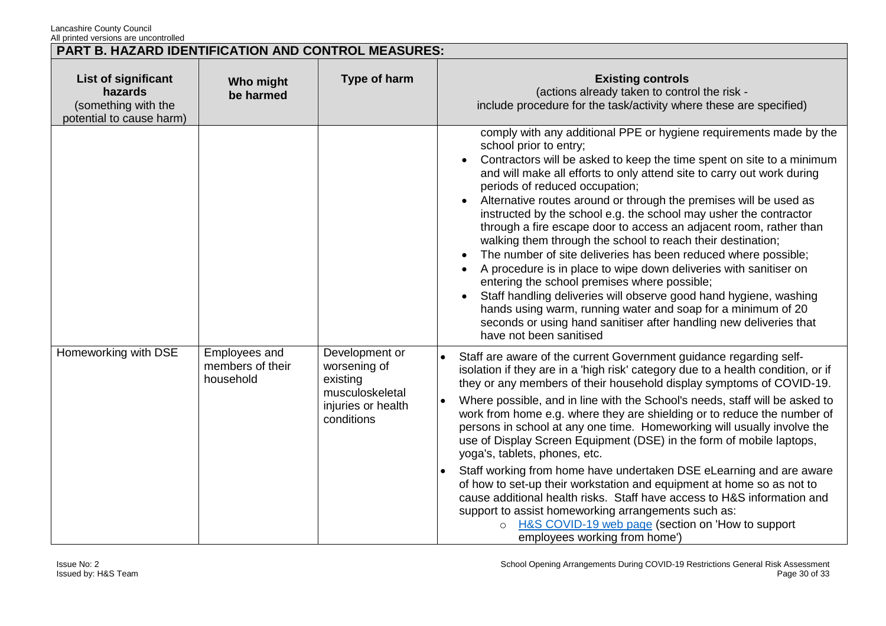## PART B. HAZARD IDENTIFICATION AND CONTROL MEASURES:

| List of significant hazards (something with the potential to cause harm) | Who might be harmed | Type of harm | Existing controls (actions already taken to control the risk - include procedure for the task/activity where these are specified) |
|---|---|---|---|
| | | | comply with any additional PPE or hygiene requirements made by the school prior to entry;<br>• Contractors will be asked to keep the time spent on site to a minimum and will make all efforts to only attend site to carry out work during periods of reduced occupation;<br>• Alternative routes around or through the premises will be used as instructed by the school e.g. the school may usher the contractor through a fire escape door to access an adjacent room, rather than walking them through the school to reach their destination;<br>• The number of site deliveries has been reduced where possible;<br>• A procedure is in place to wipe down deliveries with sanitiser on entering the school premises where possible;<br>• Staff handling deliveries will observe good hand hygiene, washing hands using warm, running water and soap for a minimum of 20 seconds or using hand sanitiser after handling new deliveries that have not been sanitised |
| Homeworking with DSE | Employees and members of their household | Development or worsening of existing musculoskeletal injuries or health conditions | • Staff are aware of the current Government guidance regarding self-isolation if they are in a 'high risk' category due to a health condition, or if they or any members of their household display symptoms of COVID-19.<br>• Where possible, and in line with the School's needs, staff will be asked to work from home e.g. where they are shielding or to reduce the number of persons in school at any one time. Homeworking will usually involve the use of Display Screen Equipment (DSE) in the form of mobile laptops, yoga's, tablets, phones, etc.<br>• Staff working from home have undertaken DSE eLearning and are aware of how to set-up their workstation and equipment at home so as not to cause additional health risks. Staff have access to H&S information and support to assist homeworking arrangements such as:<br>  ○ H&S COVID-19 web page (section on 'How to support employees working from home') |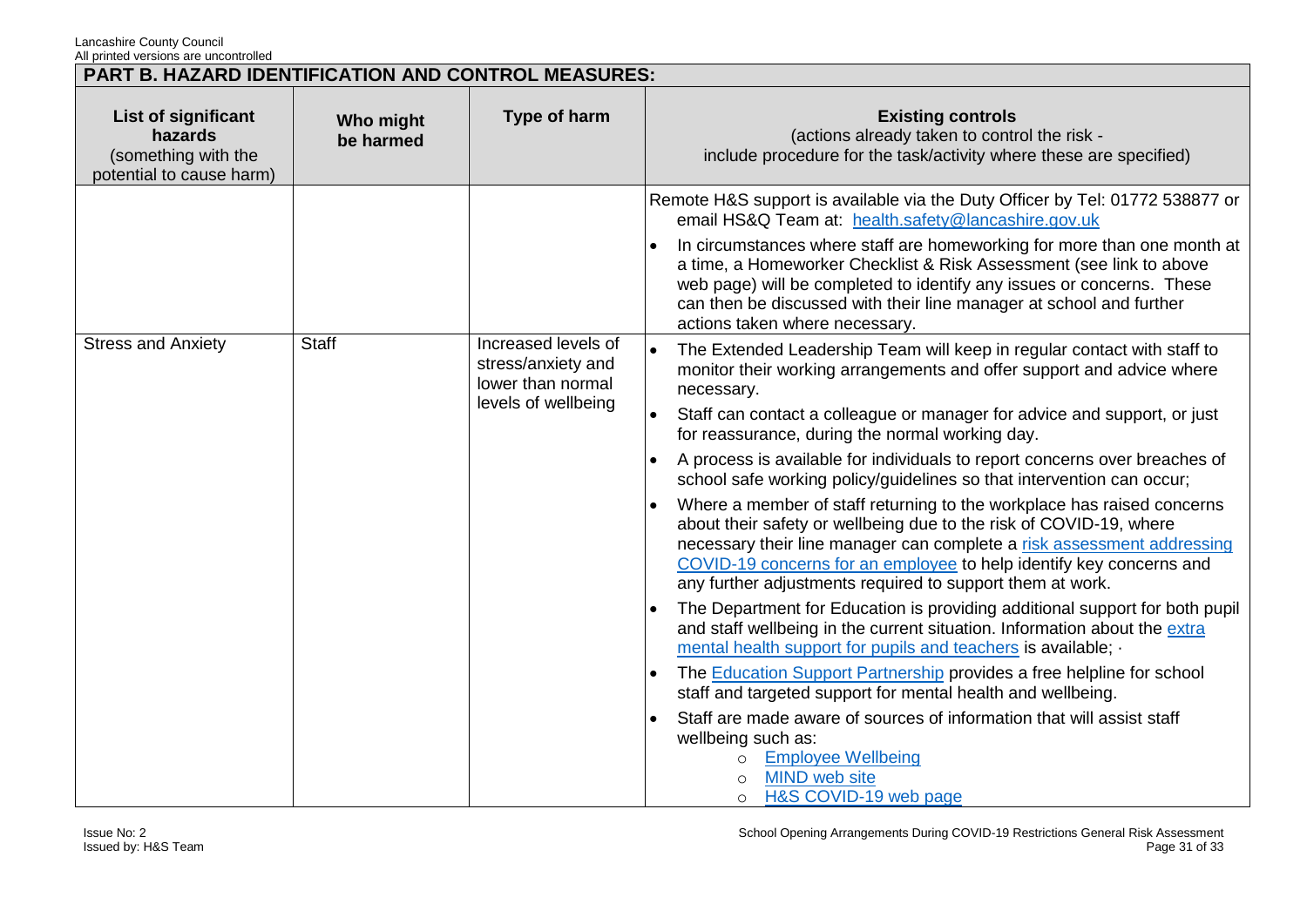## PART B. HAZARD IDENTIFICATION AND CONTROL MEASURES:

| List of significant hazards (something with the potential to cause harm) | Who might be harmed | Type of harm | Existing controls (actions already taken to control the risk - include procedure for the task/activity where these are specified) |
|---|---|---|---|
| | | | Remote H&S support is available via the Duty Officer by Tel: 01772 538877 or email HS&Q Team at: health.safety@lancashire.gov.uk<br>• In circumstances where staff are homeworking for more than one month at a time, a Homeworker Checklist & Risk Assessment (see link to above web page) will be completed to identify any issues or concerns. These can then be discussed with their line manager at school and further actions taken where necessary. |
| Stress and Anxiety | Staff | Increased levels of stress/anxiety and lower than normal levels of wellbeing | • The Extended Leadership Team will keep in regular contact with staff to monitor their working arrangements and offer support and advice where necessary.<br>• Staff can contact a colleague or manager for advice and support, or just for reassurance, during the normal working day.<br>• A process is available for individuals to report concerns over breaches of school safe working policy/guidelines so that intervention can occur;<br>• Where a member of staff returning to the workplace has raised concerns about their safety or wellbeing due to the risk of COVID-19, where necessary their line manager can complete a risk assessment addressing COVID-19 concerns for an employee to help identify key concerns and any further adjustments required to support them at work.<br>• The Department for Education is providing additional support for both pupil and staff wellbeing in the current situation. Information about the extra mental health support for pupils and teachers is available; ·<br>• The Education Support Partnership provides a free helpline for school staff and targeted support for mental health and wellbeing.<br>• Staff are made aware of sources of information that will assist staff wellbeing such as:<br>  ○ Employee Wellbeing<br>  ○ MIND web site<br>  ○ H&S COVID-19 web page |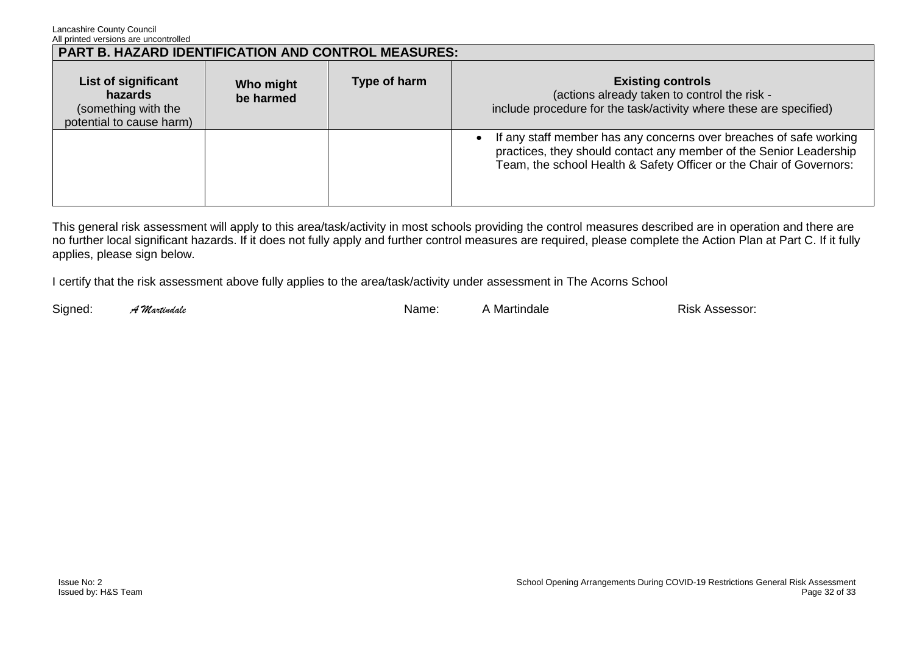## PART B. HAZARD IDENTIFICATION AND CONTROL MEASURES:

| List of significant hazards (something with the potential to cause harm) | Who might be harmed | Type of harm | Existing controls (actions already taken to control the risk - include procedure for the task/activity where these are specified) |
|---|---|---|---|
| | | | • If any staff member has any concerns over breaches of safe working practices, they should contact any member of the Senior Leadership Team, the school Health & Safety Officer or the Chair of Governors: |

This general risk assessment will apply to this area/task/activity in most schools providing the control measures described are in operation and there are no further local significant hazards. If it does not fully apply and further control measures are required, please complete the Action Plan at Part C. If it fully applies, please sign below.

I certify that the risk assessment above fully applies to the area/task/activity under assessment in The Acorns School

Signed: *A Martindale* Name: A Martindale Risk Assessor: